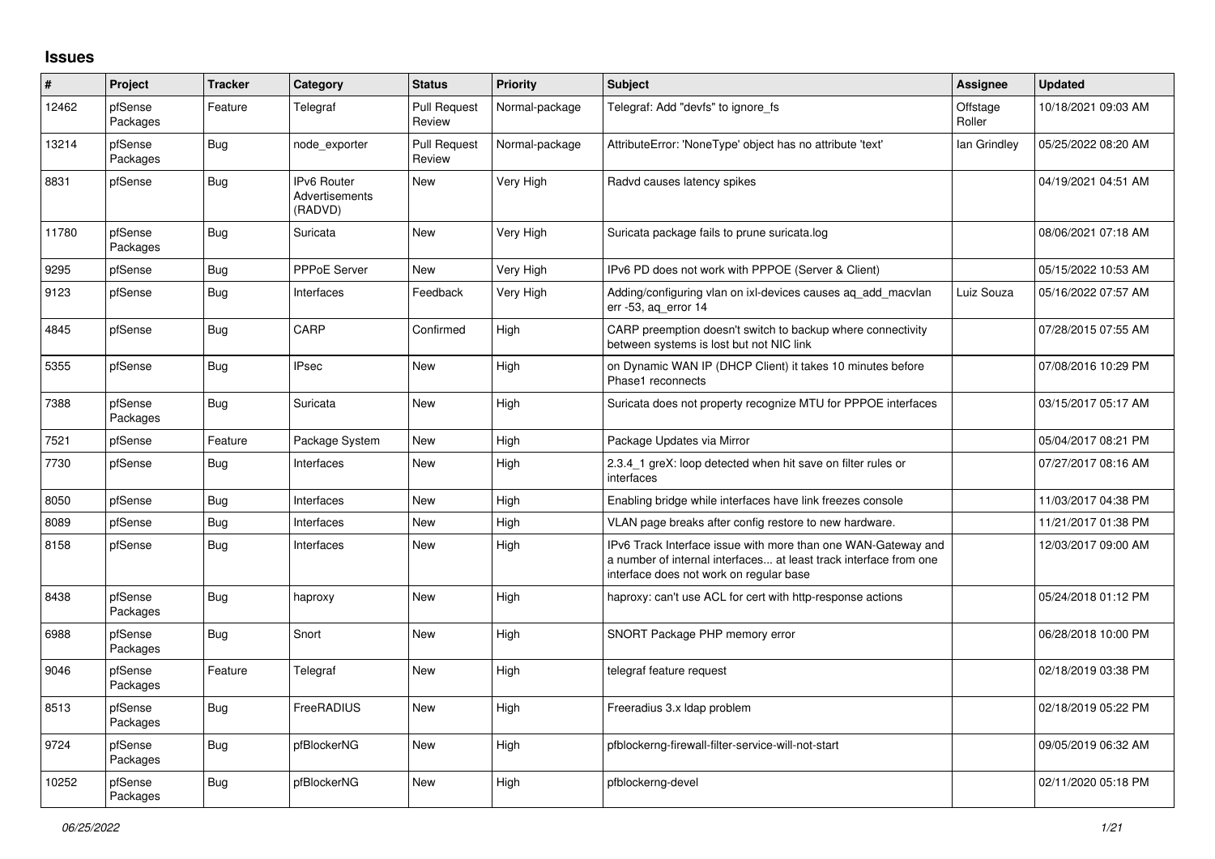# Issues

| # | Project | Tracker | Category | Status | Priority | Subject | Assignee | Updated |
|---|---|---|---|---|---|---|---|---|
| 12462 | pfSense Packages | Feature | Telegraf | Pull Request Review | Normal-package | Telegraf: Add "devfs" to ignore_fs | Offstage Roller | 10/18/2021 09:03 AM |
| 13214 | pfSense Packages | Bug | node_exporter | Pull Request Review | Normal-package | AttributeError: 'NoneType' object has no attribute 'text' | Ian Grindley | 05/25/2022 08:20 AM |
| 8831 | pfSense | Bug | IPv6 Router Advertisements (RADVD) | New | Very High | Radvd causes latency spikes | | 04/19/2021 04:51 AM |
| 11780 | pfSense Packages | Bug | Suricata | New | Very High | Suricata package fails to prune suricata.log | | 08/06/2021 07:18 AM |
| 9295 | pfSense | Bug | PPPoE Server | New | Very High | IPv6 PD does not work with PPPOE (Server & Client) | | 05/15/2022 10:53 AM |
| 9123 | pfSense | Bug | Interfaces | Feedback | Very High | Adding/configuring vlan on ixl-devices causes aq_add_macvlan err -53, aq_error 14 | Luiz Souza | 05/16/2022 07:57 AM |
| 4845 | pfSense | Bug | CARP | Confirmed | High | CARP preemption doesn't switch to backup where connectivity between systems is lost but not NIC link | | 07/28/2015 07:55 AM |
| 5355 | pfSense | Bug | IPsec | New | High | on Dynamic WAN IP (DHCP Client) it takes 10 minutes before Phase1 reconnects | | 07/08/2016 10:29 PM |
| 7388 | pfSense Packages | Bug | Suricata | New | High | Suricata does not property recognize MTU for PPPOE interfaces | | 03/15/2017 05:17 AM |
| 7521 | pfSense | Feature | Package System | New | High | Package Updates via Mirror | | 05/04/2017 08:21 PM |
| 7730 | pfSense | Bug | Interfaces | New | High | 2.3.4_1 greX: loop detected when hit save on filter rules or interfaces | | 07/27/2017 08:16 AM |
| 8050 | pfSense | Bug | Interfaces | New | High | Enabling bridge while interfaces have link freezes console | | 11/03/2017 04:38 PM |
| 8089 | pfSense | Bug | Interfaces | New | High | VLAN page breaks after config restore to new hardware. | | 11/21/2017 01:38 PM |
| 8158 | pfSense | Bug | Interfaces | New | High | IPv6 Track Interface issue with more than one WAN-Gateway and a number of internal interfaces... at least track interface from one interface does not work on regular base | | 12/03/2017 09:00 AM |
| 8438 | pfSense Packages | Bug | haproxy | New | High | haproxy: can't use ACL for cert with http-response actions | | 05/24/2018 01:12 PM |
| 6988 | pfSense Packages | Bug | Snort | New | High | SNORT Package PHP memory error | | 06/28/2018 10:00 PM |
| 9046 | pfSense Packages | Feature | Telegraf | New | High | telegraf feature request | | 02/18/2019 03:38 PM |
| 8513 | pfSense Packages | Bug | FreeRADIUS | New | High | Freeradius 3.x ldap problem | | 02/18/2019 05:22 PM |
| 9724 | pfSense Packages | Bug | pfBlockerNG | New | High | pfblockerng-firewall-filter-service-will-not-start | | 09/05/2019 06:32 AM |
| 10252 | pfSense Packages | Bug | pfBlockerNG | New | High | pfblockerng-devel | | 02/11/2020 05:18 PM |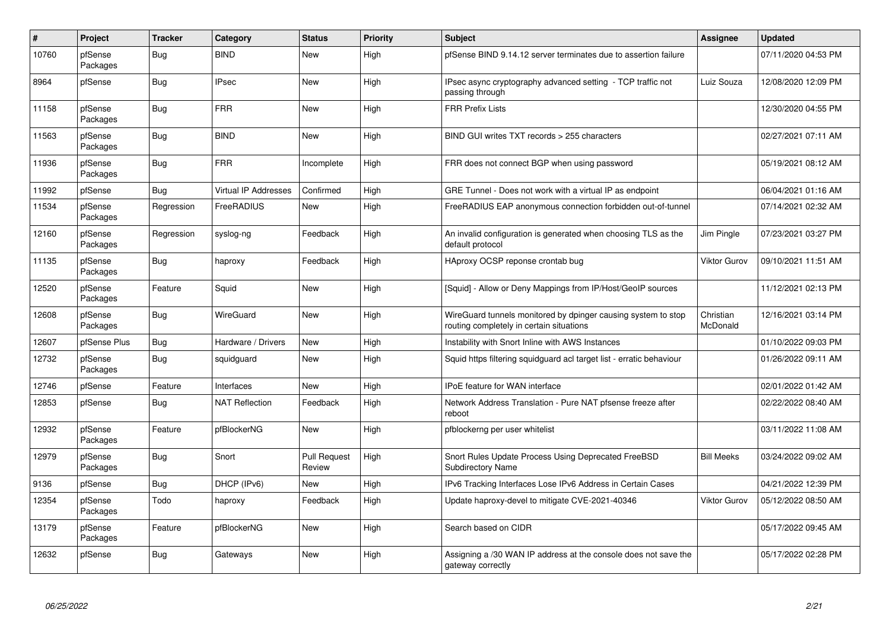| # | Project | Tracker | Category | Status | Priority | Subject | Assignee | Updated |
|---|---|---|---|---|---|---|---|---|
| 10760 | pfSense Packages | Bug | BIND | New | High | pfSense BIND 9.14.12 server terminates due to assertion failure | | 07/11/2020 04:53 PM |
| 8964 | pfSense | Bug | IPsec | New | High | IPsec async cryptography advanced setting - TCP traffic not passing through | Luiz Souza | 12/08/2020 12:09 PM |
| 11158 | pfSense Packages | Bug | FRR | New | High | FRR Prefix Lists | | 12/30/2020 04:55 PM |
| 11563 | pfSense Packages | Bug | BIND | New | High | BIND GUI writes TXT records > 255 characters | | 02/27/2021 07:11 AM |
| 11936 | pfSense Packages | Bug | FRR | Incomplete | High | FRR does not connect BGP when using password | | 05/19/2021 08:12 AM |
| 11992 | pfSense | Bug | Virtual IP Addresses | Confirmed | High | GRE Tunnel - Does not work with a virtual IP as endpoint | | 06/04/2021 01:16 AM |
| 11534 | pfSense Packages | Regression | FreeRADIUS | New | High | FreeRADIUS EAP anonymous connection forbidden out-of-tunnel | | 07/14/2021 02:32 AM |
| 12160 | pfSense Packages | Regression | syslog-ng | Feedback | High | An invalid configuration is generated when choosing TLS as the default protocol | Jim Pingle | 07/23/2021 03:27 PM |
| 11135 | pfSense Packages | Bug | haproxy | Feedback | High | HAproxy OCSP reponse crontab bug | Viktor Gurov | 09/10/2021 11:51 AM |
| 12520 | pfSense Packages | Feature | Squid | New | High | [Squid] - Allow or Deny Mappings from IP/Host/GeoIP sources | | 11/12/2021 02:13 PM |
| 12608 | pfSense Packages | Bug | WireGuard | New | High | WireGuard tunnels monitored by dpinger causing system to stop routing completely in certain situations | Christian McDonald | 12/16/2021 03:14 PM |
| 12607 | pfSense Plus | Bug | Hardware / Drivers | New | High | Instability with Snort Inline with AWS Instances | | 01/10/2022 09:03 PM |
| 12732 | pfSense Packages | Bug | squidguard | New | High | Squid https filtering squidguard acl target list - erratic behaviour | | 01/26/2022 09:11 AM |
| 12746 | pfSense | Feature | Interfaces | New | High | IPoE feature for WAN interface | | 02/01/2022 01:42 AM |
| 12853 | pfSense | Bug | NAT Reflection | Feedback | High | Network Address Translation - Pure NAT pfsense freeze after reboot | | 02/22/2022 08:40 AM |
| 12932 | pfSense Packages | Feature | pfBlockerNG | New | High | pfblockerng per user whitelist | | 03/11/2022 11:08 AM |
| 12979 | pfSense Packages | Bug | Snort | Pull Request Review | High | Snort Rules Update Process Using Deprecated FreeBSD Subdirectory Name | Bill Meeks | 03/24/2022 09:02 AM |
| 9136 | pfSense | Bug | DHCP (IPv6) | New | High | IPv6 Tracking Interfaces Lose IPv6 Address in Certain Cases | | 04/21/2022 12:39 PM |
| 12354 | pfSense Packages | Todo | haproxy | Feedback | High | Update haproxy-devel to mitigate CVE-2021-40346 | Viktor Gurov | 05/12/2022 08:50 AM |
| 13179 | pfSense Packages | Feature | pfBlockerNG | New | High | Search based on CIDR | | 05/17/2022 09:45 AM |
| 12632 | pfSense | Bug | Gateways | New | High | Assigning a /30 WAN IP address at the console does not save the gateway correctly | | 05/17/2022 02:28 PM |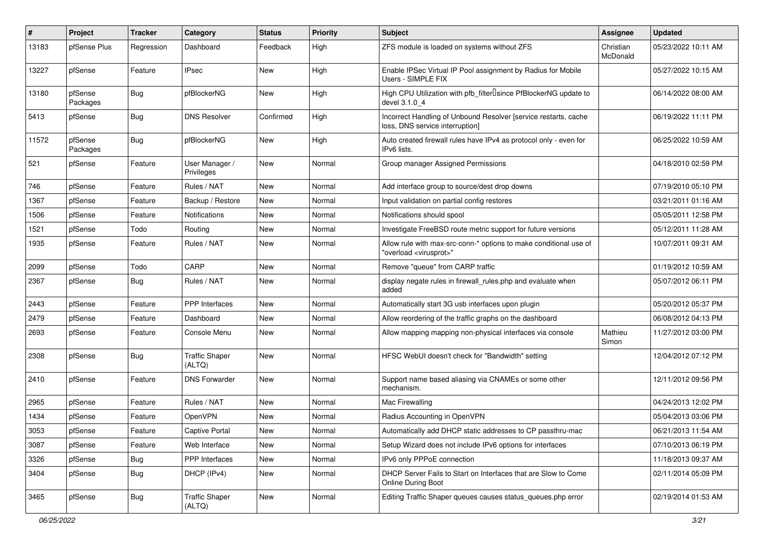| # | Project | Tracker | Category | Status | Priority | Subject | Assignee | Updated |
|---|---|---|---|---|---|---|---|---|
| 13183 | pfSense Plus | Regression | Dashboard | Feedback | High | ZFS module is loaded on systems without ZFS | Christian McDonald | 05/23/2022 10:11 AM |
| 13227 | pfSense | Feature | IPsec | New | High | Enable IPSec Virtual IP Pool assignment by Radius for Mobile Users - SIMPLE FIX | | 05/27/2022 10:15 AM |
| 13180 | pfSense Packages | Bug | pfBlockerNG | New | High | High CPU Utilization with pfb_filter since PfBlockerNG update to devel 3.1.0_4 | | 06/14/2022 08:00 AM |
| 5413 | pfSense | Bug | DNS Resolver | Confirmed | High | Incorrect Handling of Unbound Resolver [service restarts, cache loss, DNS service interruption] | | 06/19/2022 11:11 PM |
| 11572 | pfSense Packages | Bug | pfBlockerNG | New | High | Auto created firewall rules have IPv4 as protocol only - even for IPv6 lists. | | 06/25/2022 10:59 AM |
| 521 | pfSense | Feature | User Manager / Privileges | New | Normal | Group manager Assigned Permissions | | 04/18/2010 02:59 PM |
| 746 | pfSense | Feature | Rules / NAT | New | Normal | Add interface group to source/dest drop downs | | 07/19/2010 05:10 PM |
| 1367 | pfSense | Feature | Backup / Restore | New | Normal | Input validation on partial config restores | | 03/21/2011 01:16 AM |
| 1506 | pfSense | Feature | Notifications | New | Normal | Notifications should spool | | 05/05/2011 12:58 PM |
| 1521 | pfSense | Todo | Routing | New | Normal | Investigate FreeBSD route metric support for future versions | | 05/12/2011 11:28 AM |
| 1935 | pfSense | Feature | Rules / NAT | New | Normal | Allow rule with max-src-conn-* options to make conditional use of "overload <virusprot>" | | 10/07/2011 09:31 AM |
| 2099 | pfSense | Todo | CARP | New | Normal | Remove "queue" from CARP traffic | | 01/19/2012 10:59 AM |
| 2367 | pfSense | Bug | Rules / NAT | New | Normal | display negate rules in firewall_rules.php and evaluate when added | | 05/07/2012 06:11 PM |
| 2443 | pfSense | Feature | PPP Interfaces | New | Normal | Automatically start 3G usb interfaces upon plugin | | 05/20/2012 05:37 PM |
| 2479 | pfSense | Feature | Dashboard | New | Normal | Allow reordering of the traffic graphs on the dashboard | | 06/08/2012 04:13 PM |
| 2693 | pfSense | Feature | Console Menu | New | Normal | Allow mapping mapping non-physical interfaces via console | Mathieu Simon | 11/27/2012 03:00 PM |
| 2308 | pfSense | Bug | Traffic Shaper (ALTQ) | New | Normal | HFSC WebUI doesn't check for "Bandwidth" setting | | 12/04/2012 07:12 PM |
| 2410 | pfSense | Feature | DNS Forwarder | New | Normal | Support name based aliasing via CNAMEs or some other mechanism. | | 12/11/2012 09:56 PM |
| 2965 | pfSense | Feature | Rules / NAT | New | Normal | Mac Firewalling | | 04/24/2013 12:02 PM |
| 1434 | pfSense | Feature | OpenVPN | New | Normal | Radius Accounting in OpenVPN | | 05/04/2013 03:06 PM |
| 3053 | pfSense | Feature | Captive Portal | New | Normal | Automatically add DHCP static addresses to CP passthru-mac | | 06/21/2013 11:54 AM |
| 3087 | pfSense | Feature | Web Interface | New | Normal | Setup Wizard does not include IPv6 options for interfaces | | 07/10/2013 06:19 PM |
| 3326 | pfSense | Bug | PPP Interfaces | New | Normal | IPv6 only PPPoE connection | | 11/18/2013 09:37 AM |
| 3404 | pfSense | Bug | DHCP (IPv4) | New | Normal | DHCP Server Fails to Start on Interfaces that are Slow to Come Online During Boot | | 02/11/2014 05:09 PM |
| 3465 | pfSense | Bug | Traffic Shaper (ALTQ) | New | Normal | Editing Traffic Shaper queues causes status_queues.php error | | 02/19/2014 01:53 AM |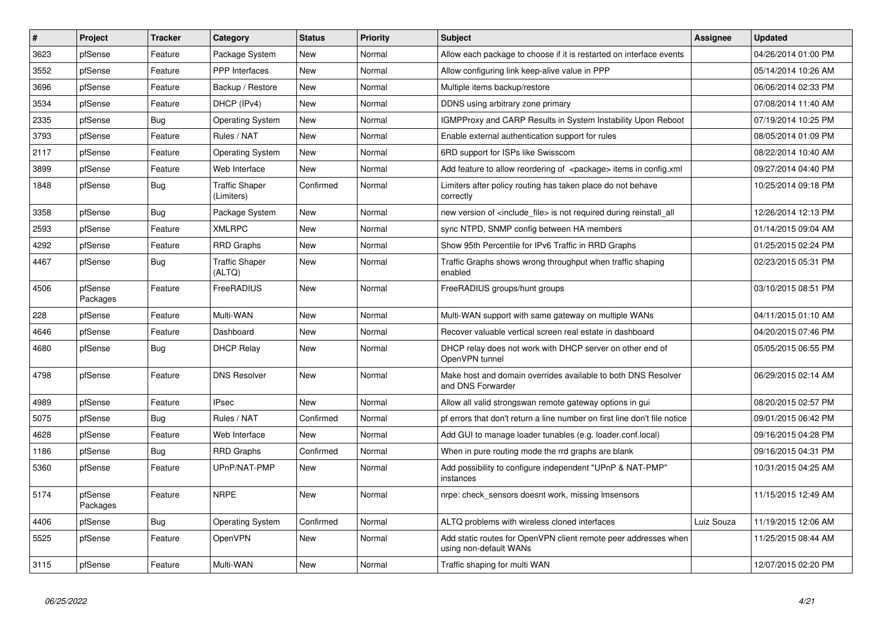| # | Project | Tracker | Category | Status | Priority | Subject | Assignee | Updated |
|---|---|---|---|---|---|---|---|---|
| 3623 | pfSense | Feature | Package System | New | Normal | Allow each package to choose if it is restarted on interface events | | 04/26/2014 01:00 PM |
| 3552 | pfSense | Feature | PPP Interfaces | New | Normal | Allow configuring link keep-alive value in PPP | | 05/14/2014 10:26 AM |
| 3696 | pfSense | Feature | Backup / Restore | New | Normal | Multiple items backup/restore | | 06/06/2014 02:33 PM |
| 3534 | pfSense | Feature | DHCP (IPv4) | New | Normal | DDNS using arbitrary zone primary | | 07/08/2014 11:40 AM |
| 2335 | pfSense | Bug | Operating System | New | Normal | IGMPProxy and CARP Results in System Instability Upon Reboot | | 07/19/2014 10:25 PM |
| 3793 | pfSense | Feature | Rules / NAT | New | Normal | Enable external authentication support for rules | | 08/05/2014 01:09 PM |
| 2117 | pfSense | Feature | Operating System | New | Normal | 6RD support for ISPs like Swisscom | | 08/22/2014 10:40 AM |
| 3899 | pfSense | Feature | Web Interface | New | Normal | Add feature to allow reordering of <package> items in config.xml | | 09/27/2014 04:40 PM |
| 1848 | pfSense | Bug | Traffic Shaper (Limiters) | Confirmed | Normal | Limiters after policy routing has taken place do not behave correctly | | 10/25/2014 09:18 PM |
| 3358 | pfSense | Bug | Package System | New | Normal | new version of <include_file> is not required during reinstall_all | | 12/26/2014 12:13 PM |
| 2593 | pfSense | Feature | XMLRPC | New | Normal | sync NTPD, SNMP config between HA members | | 01/14/2015 09:04 AM |
| 4292 | pfSense | Feature | RRD Graphs | New | Normal | Show 95th Percentile for IPv6 Traffic in RRD Graphs | | 01/25/2015 02:24 PM |
| 4467 | pfSense | Bug | Traffic Shaper (ALTQ) | New | Normal | Traffic Graphs shows wrong throughput when traffic shaping enabled | | 02/23/2015 05:31 PM |
| 4506 | pfSense Packages | Feature | FreeRADIUS | New | Normal | FreeRADIUS groups/hunt groups | | 03/10/2015 08:51 PM |
| 228 | pfSense | Feature | Multi-WAN | New | Normal | Multi-WAN support with same gateway on multiple WANs | | 04/11/2015 01:10 AM |
| 4646 | pfSense | Feature | Dashboard | New | Normal | Recover valuable vertical screen real estate in dashboard | | 04/20/2015 07:46 PM |
| 4680 | pfSense | Bug | DHCP Relay | New | Normal | DHCP relay does not work with DHCP server on other end of OpenVPN tunnel | | 05/05/2015 06:55 PM |
| 4798 | pfSense | Feature | DNS Resolver | New | Normal | Make host and domain overrides available to both DNS Resolver and DNS Forwarder | | 06/29/2015 02:14 AM |
| 4989 | pfSense | Feature | IPsec | New | Normal | Allow all valid strongswan remote gateway options in gui | | 08/20/2015 02:57 PM |
| 5075 | pfSense | Bug | Rules / NAT | Confirmed | Normal | pf errors that don't return a line number on first line don't file notice | | 09/01/2015 06:42 PM |
| 4628 | pfSense | Feature | Web Interface | New | Normal | Add GUI to manage loader tunables (e.g. loader.conf.local) | | 09/16/2015 04:28 PM |
| 1186 | pfSense | Bug | RRD Graphs | Confirmed | Normal | When in pure routing mode the rrd graphs are blank | | 09/16/2015 04:31 PM |
| 5360 | pfSense | Feature | UPnP/NAT-PMP | New | Normal | Add possibility to configure independent "UPnP & NAT-PMP" instances | | 10/31/2015 04:25 AM |
| 5174 | pfSense Packages | Feature | NRPE | New | Normal | nrpe: check_sensors doesnt work, missing lmsensors | | 11/15/2015 12:49 AM |
| 4406 | pfSense | Bug | Operating System | Confirmed | Normal | ALTQ problems with wireless cloned interfaces | Luiz Souza | 11/19/2015 12:06 AM |
| 5525 | pfSense | Feature | OpenVPN | New | Normal | Add static routes for OpenVPN client remote peer addresses when using non-default WANs | | 11/25/2015 08:44 AM |
| 3115 | pfSense | Feature | Multi-WAN | New | Normal | Traffic shaping for multi WAN | | 12/07/2015 02:20 PM |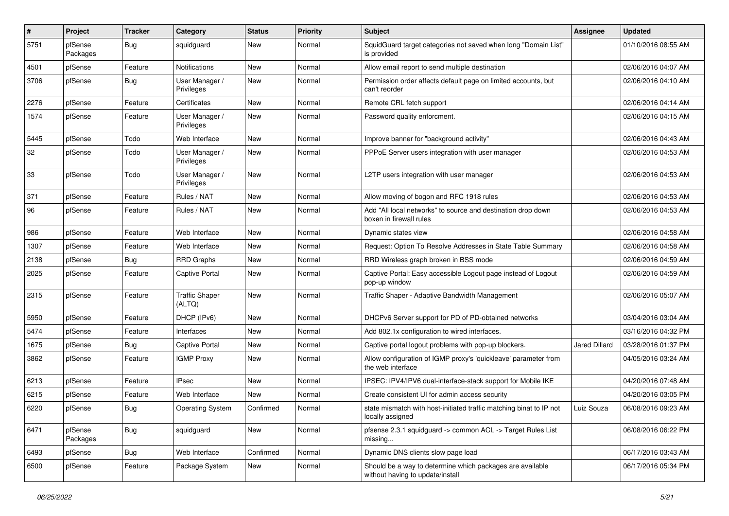| # | Project | Tracker | Category | Status | Priority | Subject | Assignee | Updated |
|---|---|---|---|---|---|---|---|---|
| 5751 | pfSense Packages | Bug | squidguard | New | Normal | SquidGuard target categories not saved when long "Domain List" is provided | | 01/10/2016 08:55 AM |
| 4501 | pfSense | Feature | Notifications | New | Normal | Allow email report to send multiple destination | | 02/06/2016 04:07 AM |
| 3706 | pfSense | Bug | User Manager / Privileges | New | Normal | Permission order affects default page on limited accounts, but can't reorder | | 02/06/2016 04:10 AM |
| 2276 | pfSense | Feature | Certificates | New | Normal | Remote CRL fetch support | | 02/06/2016 04:14 AM |
| 1574 | pfSense | Feature | User Manager / Privileges | New | Normal | Password quality enforcment. | | 02/06/2016 04:15 AM |
| 5445 | pfSense | Todo | Web Interface | New | Normal | Improve banner for "background activity" | | 02/06/2016 04:43 AM |
| 32 | pfSense | Todo | User Manager / Privileges | New | Normal | PPPoE Server users integration with user manager | | 02/06/2016 04:53 AM |
| 33 | pfSense | Todo | User Manager / Privileges | New | Normal | L2TP users integration with user manager | | 02/06/2016 04:53 AM |
| 371 | pfSense | Feature | Rules / NAT | New | Normal | Allow moving of bogon and RFC 1918 rules | | 02/06/2016 04:53 AM |
| 96 | pfSense | Feature | Rules / NAT | New | Normal | Add "All local networks" to source and destination drop down boxen in firewall rules | | 02/06/2016 04:53 AM |
| 986 | pfSense | Feature | Web Interface | New | Normal | Dynamic states view | | 02/06/2016 04:58 AM |
| 1307 | pfSense | Feature | Web Interface | New | Normal | Request: Option To Resolve Addresses in State Table Summary | | 02/06/2016 04:58 AM |
| 2138 | pfSense | Bug | RRD Graphs | New | Normal | RRD Wireless graph broken in BSS mode | | 02/06/2016 04:59 AM |
| 2025 | pfSense | Feature | Captive Portal | New | Normal | Captive Portal: Easy accessible Logout page instead of Logout pop-up window | | 02/06/2016 04:59 AM |
| 2315 | pfSense | Feature | Traffic Shaper (ALTQ) | New | Normal | Traffic Shaper - Adaptive Bandwidth Management | | 02/06/2016 05:07 AM |
| 5950 | pfSense | Feature | DHCP (IPv6) | New | Normal | DHCPv6 Server support for PD of PD-obtained networks | | 03/04/2016 03:04 AM |
| 5474 | pfSense | Feature | Interfaces | New | Normal | Add 802.1x configuration to wired interfaces. | | 03/16/2016 04:32 PM |
| 1675 | pfSense | Bug | Captive Portal | New | Normal | Captive portal logout problems with pop-up blockers. | Jared Dillard | 03/28/2016 01:37 PM |
| 3862 | pfSense | Feature | IGMP Proxy | New | Normal | Allow configuration of IGMP proxy's 'quickleave' parameter from the web interface | | 04/05/2016 03:24 AM |
| 6213 | pfSense | Feature | IPsec | New | Normal | IPSEC: IPV4/IPV6 dual-interface-stack support for Mobile IKE | | 04/20/2016 07:48 AM |
| 6215 | pfSense | Feature | Web Interface | New | Normal | Create consistent UI for admin access security | | 04/20/2016 03:05 PM |
| 6220 | pfSense | Bug | Operating System | Confirmed | Normal | state mismatch with host-initiated traffic matching binat to IP not locally assigned | Luiz Souza | 06/08/2016 09:23 AM |
| 6471 | pfSense Packages | Bug | squidguard | New | Normal | pfsense 2.3.1 squidguard -> common ACL -> Target Rules List missing... | | 06/08/2016 06:22 PM |
| 6493 | pfSense | Bug | Web Interface | Confirmed | Normal | Dynamic DNS clients slow page load | | 06/17/2016 03:43 AM |
| 6500 | pfSense | Feature | Package System | New | Normal | Should be a way to determine which packages are available without having to update/install | | 06/17/2016 05:34 PM |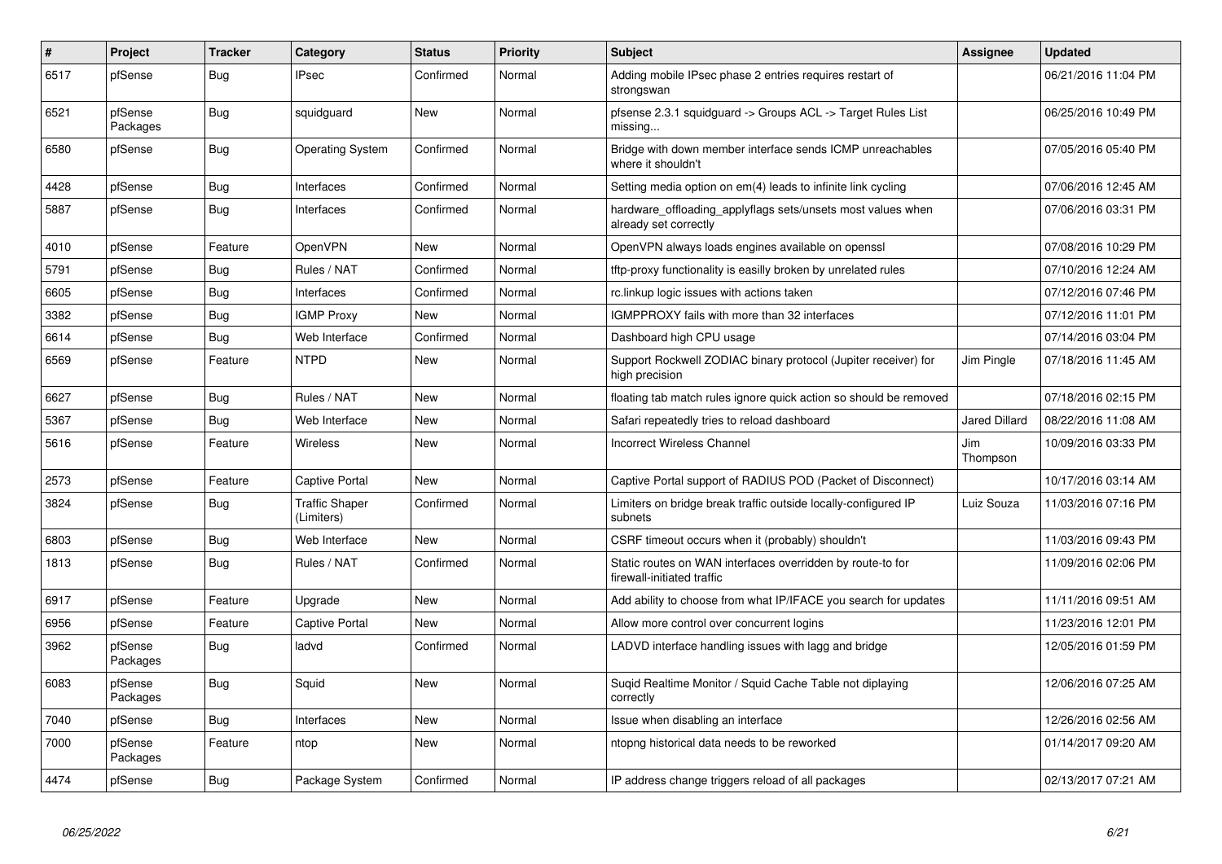| # | Project | Tracker | Category | Status | Priority | Subject | Assignee | Updated |
|---|---|---|---|---|---|---|---|---|
| 6517 | pfSense | Bug | IPsec | Confirmed | Normal | Adding mobile IPsec phase 2 entries requires restart of strongswan | | 06/21/2016 11:04 PM |
| 6521 | pfSense Packages | Bug | squidguard | New | Normal | pfsense 2.3.1 squidguard -> Groups ACL -> Target Rules List missing... | | 06/25/2016 10:49 PM |
| 6580 | pfSense | Bug | Operating System | Confirmed | Normal | Bridge with down member interface sends ICMP unreachables where it shouldn't | | 07/05/2016 05:40 PM |
| 4428 | pfSense | Bug | Interfaces | Confirmed | Normal | Setting media option on em(4) leads to infinite link cycling | | 07/06/2016 12:45 AM |
| 5887 | pfSense | Bug | Interfaces | Confirmed | Normal | hardware_offloading_applyflags sets/unsets most values when already set correctly | | 07/06/2016 03:31 PM |
| 4010 | pfSense | Feature | OpenVPN | New | Normal | OpenVPN always loads engines available on openssl | | 07/08/2016 10:29 PM |
| 5791 | pfSense | Bug | Rules / NAT | Confirmed | Normal | tftp-proxy functionality is easilly broken by unrelated rules | | 07/10/2016 12:24 AM |
| 6605 | pfSense | Bug | Interfaces | Confirmed | Normal | rc.linkup logic issues with actions taken | | 07/12/2016 07:46 PM |
| 3382 | pfSense | Bug | IGMP Proxy | New | Normal | IGMPPROXY fails with more than 32 interfaces | | 07/12/2016 11:01 PM |
| 6614 | pfSense | Bug | Web Interface | Confirmed | Normal | Dashboard high CPU usage | | 07/14/2016 03:04 PM |
| 6569 | pfSense | Feature | NTPD | New | Normal | Support Rockwell ZODIAC binary protocol (Jupiter receiver) for high precision | Jim Pingle | 07/18/2016 11:45 AM |
| 6627 | pfSense | Bug | Rules / NAT | New | Normal | floating tab match rules ignore quick action so should be removed | | 07/18/2016 02:15 PM |
| 5367 | pfSense | Bug | Web Interface | New | Normal | Safari repeatedly tries to reload dashboard | Jared Dillard | 08/22/2016 11:08 AM |
| 5616 | pfSense | Feature | Wireless | New | Normal | Incorrect Wireless Channel | Jim Thompson | 10/09/2016 03:33 PM |
| 2573 | pfSense | Feature | Captive Portal | New | Normal | Captive Portal support of RADIUS POD (Packet of Disconnect) | | 10/17/2016 03:14 AM |
| 3824 | pfSense | Bug | Traffic Shaper (Limiters) | Confirmed | Normal | Limiters on bridge break traffic outside locally-configured IP subnets | Luiz Souza | 11/03/2016 07:16 PM |
| 6803 | pfSense | Bug | Web Interface | New | Normal | CSRF timeout occurs when it (probably) shouldn't | | 11/03/2016 09:43 PM |
| 1813 | pfSense | Bug | Rules / NAT | Confirmed | Normal | Static routes on WAN interfaces overridden by route-to for firewall-initiated traffic | | 11/09/2016 02:06 PM |
| 6917 | pfSense | Feature | Upgrade | New | Normal | Add ability to choose from what IP/IFACE you search for updates | | 11/11/2016 09:51 AM |
| 6956 | pfSense | Feature | Captive Portal | New | Normal | Allow more control over concurrent logins | | 11/23/2016 12:01 PM |
| 3962 | pfSense Packages | Bug | ladvd | Confirmed | Normal | LADVD interface handling issues with lagg and bridge | | 12/05/2016 01:59 PM |
| 6083 | pfSense Packages | Bug | Squid | New | Normal | Suqid Realtime Monitor / Squid Cache Table not diplaying correctly | | 12/06/2016 07:25 AM |
| 7040 | pfSense | Bug | Interfaces | New | Normal | Issue when disabling an interface | | 12/26/2016 02:56 AM |
| 7000 | pfSense Packages | Feature | ntop | New | Normal | ntopng historical data needs to be reworked | | 01/14/2017 09:20 AM |
| 4474 | pfSense | Bug | Package System | Confirmed | Normal | IP address change triggers reload of all packages | | 02/13/2017 07:21 AM |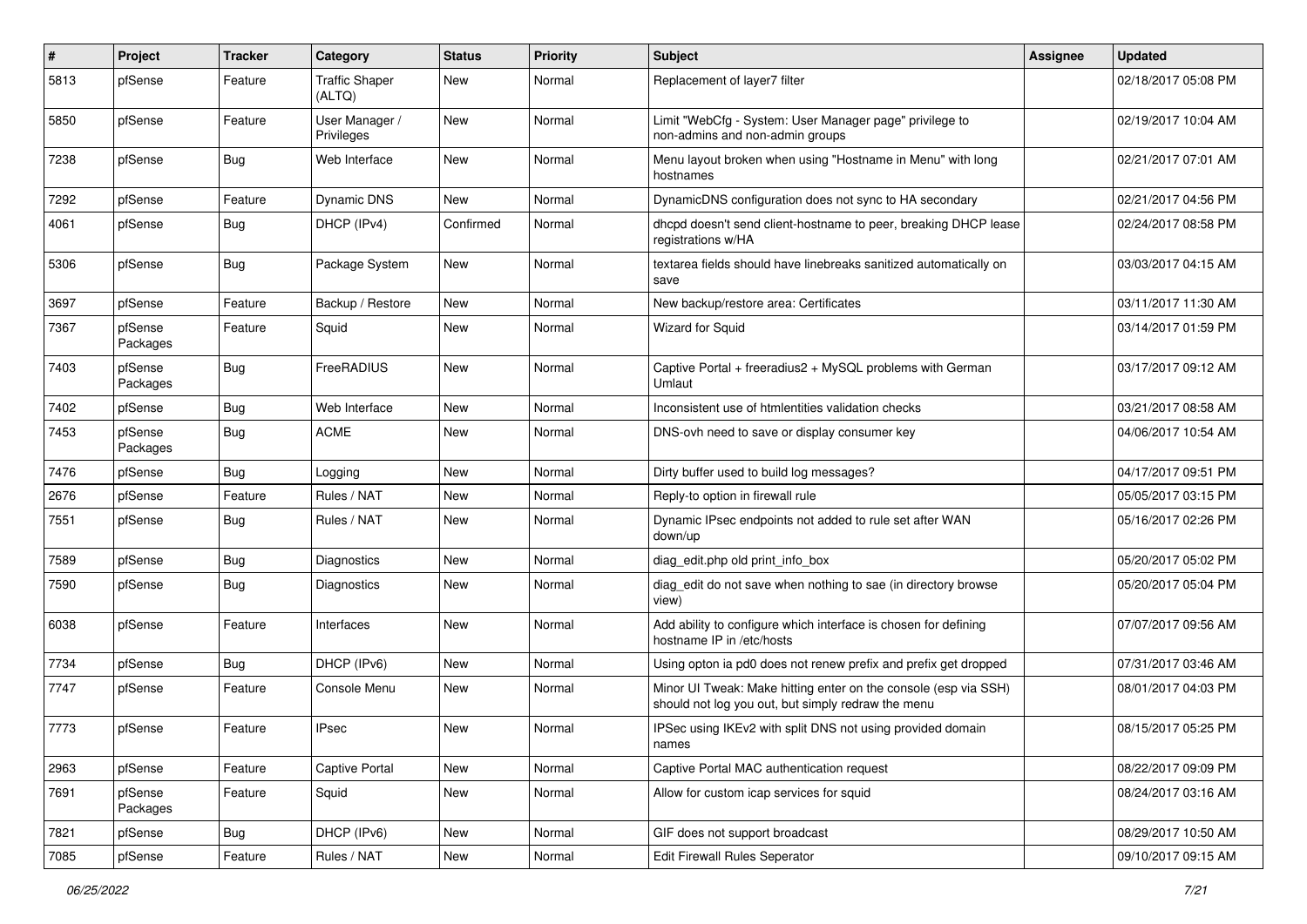| # | Project | Tracker | Category | Status | Priority | Subject | Assignee | Updated |
|---|---|---|---|---|---|---|---|---|
| 5813 | pfSense | Feature | Traffic Shaper (ALTQ) | New | Normal | Replacement of layer7 filter | | 02/18/2017 05:08 PM |
| 5850 | pfSense | Feature | User Manager / Privileges | New | Normal | Limit "WebCfg - System: User Manager page" privilege to non-admins and non-admin groups | | 02/19/2017 10:04 AM |
| 7238 | pfSense | Bug | Web Interface | New | Normal | Menu layout broken when using "Hostname in Menu" with long hostnames | | 02/21/2017 07:01 AM |
| 7292 | pfSense | Feature | Dynamic DNS | New | Normal | DynamicDNS configuration does not sync to HA secondary | | 02/21/2017 04:56 PM |
| 4061 | pfSense | Bug | DHCP (IPv4) | Confirmed | Normal | dhcpd doesn't send client-hostname to peer, breaking DHCP lease registrations w/HA | | 02/24/2017 08:58 PM |
| 5306 | pfSense | Bug | Package System | New | Normal | textarea fields should have linebreaks sanitized automatically on save | | 03/03/2017 04:15 AM |
| 3697 | pfSense | Feature | Backup / Restore | New | Normal | New backup/restore area: Certificates | | 03/11/2017 11:30 AM |
| 7367 | pfSense Packages | Feature | Squid | New | Normal | Wizard for Squid | | 03/14/2017 01:59 PM |
| 7403 | pfSense Packages | Bug | FreeRADIUS | New | Normal | Captive Portal + freeradius2 + MySQL problems with German Umlaut | | 03/17/2017 09:12 AM |
| 7402 | pfSense | Bug | Web Interface | New | Normal | Inconsistent use of htmlentities validation checks | | 03/21/2017 08:58 AM |
| 7453 | pfSense Packages | Bug | ACME | New | Normal | DNS-ovh need to save or display consumer key | | 04/06/2017 10:54 AM |
| 7476 | pfSense | Bug | Logging | New | Normal | Dirty buffer used to build log messages? | | 04/17/2017 09:51 PM |
| 2676 | pfSense | Feature | Rules / NAT | New | Normal | Reply-to option in firewall rule | | 05/05/2017 03:15 PM |
| 7551 | pfSense | Bug | Rules / NAT | New | Normal | Dynamic IPsec endpoints not added to rule set after WAN down/up | | 05/16/2017 02:26 PM |
| 7589 | pfSense | Bug | Diagnostics | New | Normal | diag_edit.php old print_info_box | | 05/20/2017 05:02 PM |
| 7590 | pfSense | Bug | Diagnostics | New | Normal | diag_edit do not save when nothing to sae (in directory browse view) | | 05/20/2017 05:04 PM |
| 6038 | pfSense | Feature | Interfaces | New | Normal | Add ability to configure which interface is chosen for defining hostname IP in /etc/hosts | | 07/07/2017 09:56 AM |
| 7734 | pfSense | Bug | DHCP (IPv6) | New | Normal | Using opton ia pd0 does not renew prefix and prefix get dropped | | 07/31/2017 03:46 AM |
| 7747 | pfSense | Feature | Console Menu | New | Normal | Minor UI Tweak: Make hitting enter on the console (esp via SSH) should not log you out, but simply redraw the menu | | 08/01/2017 04:03 PM |
| 7773 | pfSense | Feature | IPsec | New | Normal | IPSec using IKEv2 with split DNS not using provided domain names | | 08/15/2017 05:25 PM |
| 2963 | pfSense | Feature | Captive Portal | New | Normal | Captive Portal MAC authentication request | | 08/22/2017 09:09 PM |
| 7691 | pfSense Packages | Feature | Squid | New | Normal | Allow for custom icap services for squid | | 08/24/2017 03:16 AM |
| 7821 | pfSense | Bug | DHCP (IPv6) | New | Normal | GIF does not support broadcast | | 08/29/2017 10:50 AM |
| 7085 | pfSense | Feature | Rules / NAT | New | Normal | Edit Firewall Rules Seperator | | 09/10/2017 09:15 AM |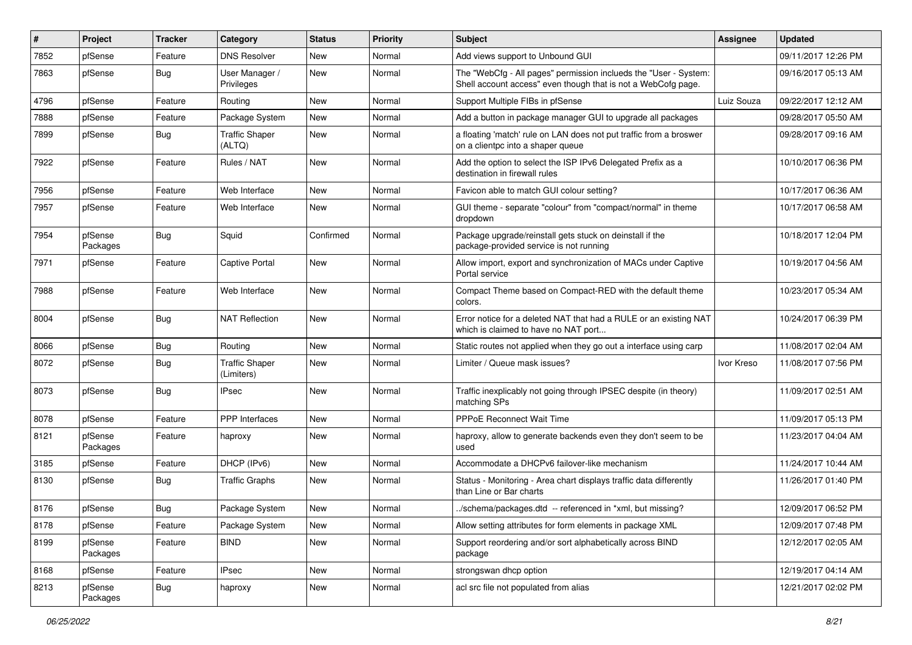| # | Project | Tracker | Category | Status | Priority | Subject | Assignee | Updated |
|---|---|---|---|---|---|---|---|---|
| 7852 | pfSense | Feature | DNS Resolver | New | Normal | Add views support to Unbound GUI | | 09/11/2017 12:26 PM |
| 7863 | pfSense | Bug | User Manager / Privileges | New | Normal | The "WebCfg - All pages" permission inclueds the "User - System: Shell account access" even though that is not a WebCofg page. | | 09/16/2017 05:13 AM |
| 4796 | pfSense | Feature | Routing | New | Normal | Support Multiple FIBs in pfSense | Luiz Souza | 09/22/2017 12:12 AM |
| 7888 | pfSense | Feature | Package System | New | Normal | Add a button in package manager GUI to upgrade all packages | | 09/28/2017 05:50 AM |
| 7899 | pfSense | Bug | Traffic Shaper (ALTQ) | New | Normal | a floating 'match' rule on LAN does not put traffic from a broswer on a clientpc into a shaper queue | | 09/28/2017 09:16 AM |
| 7922 | pfSense | Feature | Rules / NAT | New | Normal | Add the option to select the ISP IPv6 Delegated Prefix as a destination in firewall rules | | 10/10/2017 06:36 PM |
| 7956 | pfSense | Feature | Web Interface | New | Normal | Favicon able to match GUI colour setting? | | 10/17/2017 06:36 AM |
| 7957 | pfSense | Feature | Web Interface | New | Normal | GUI theme - separate "colour" from "compact/normal" in theme dropdown | | 10/17/2017 06:58 AM |
| 7954 | pfSense Packages | Bug | Squid | Confirmed | Normal | Package upgrade/reinstall gets stuck on deinstall if the package-provided service is not running | | 10/18/2017 12:04 PM |
| 7971 | pfSense | Feature | Captive Portal | New | Normal | Allow import, export and synchronization of MACs under Captive Portal service | | 10/19/2017 04:56 AM |
| 7988 | pfSense | Feature | Web Interface | New | Normal | Compact Theme based on Compact-RED with the default theme colors. | | 10/23/2017 05:34 AM |
| 8004 | pfSense | Bug | NAT Reflection | New | Normal | Error notice for a deleted NAT that had a RULE or an existing NAT which is claimed to have no NAT port... | | 10/24/2017 06:39 PM |
| 8066 | pfSense | Bug | Routing | New | Normal | Static routes not applied when they go out a interface using carp | | 11/08/2017 02:04 AM |
| 8072 | pfSense | Bug | Traffic Shaper (Limiters) | New | Normal | Limiter / Queue mask issues? | Ivor Kreso | 11/08/2017 07:56 PM |
| 8073 | pfSense | Bug | IPsec | New | Normal | Traffic inexplicably not going through IPSEC despite (in theory) matching SPs | | 11/09/2017 02:51 AM |
| 8078 | pfSense | Feature | PPP Interfaces | New | Normal | PPPoE Reconnect Wait Time | | 11/09/2017 05:13 PM |
| 8121 | pfSense Packages | Feature | haproxy | New | Normal | haproxy, allow to generate backends even they don't seem to be used | | 11/23/2017 04:04 AM |
| 3185 | pfSense | Feature | DHCP (IPv6) | New | Normal | Accommodate a DHCPv6 failover-like mechanism | | 11/24/2017 10:44 AM |
| 8130 | pfSense | Bug | Traffic Graphs | New | Normal | Status - Monitoring - Area chart displays traffic data differently than Line or Bar charts | | 11/26/2017 01:40 PM |
| 8176 | pfSense | Bug | Package System | New | Normal | ../schema/packages.dtd -- referenced in *xml, but missing? | | 12/09/2017 06:52 PM |
| 8178 | pfSense | Feature | Package System | New | Normal | Allow setting attributes for form elements in package XML | | 12/09/2017 07:48 PM |
| 8199 | pfSense Packages | Feature | BIND | New | Normal | Support reordering and/or sort alphabetically across BIND package | | 12/12/2017 02:05 AM |
| 8168 | pfSense | Feature | IPsec | New | Normal | strongswan dhcp option | | 12/19/2017 04:14 AM |
| 8213 | pfSense Packages | Bug | haproxy | New | Normal | acl src file not populated from alias | | 12/21/2017 02:02 PM |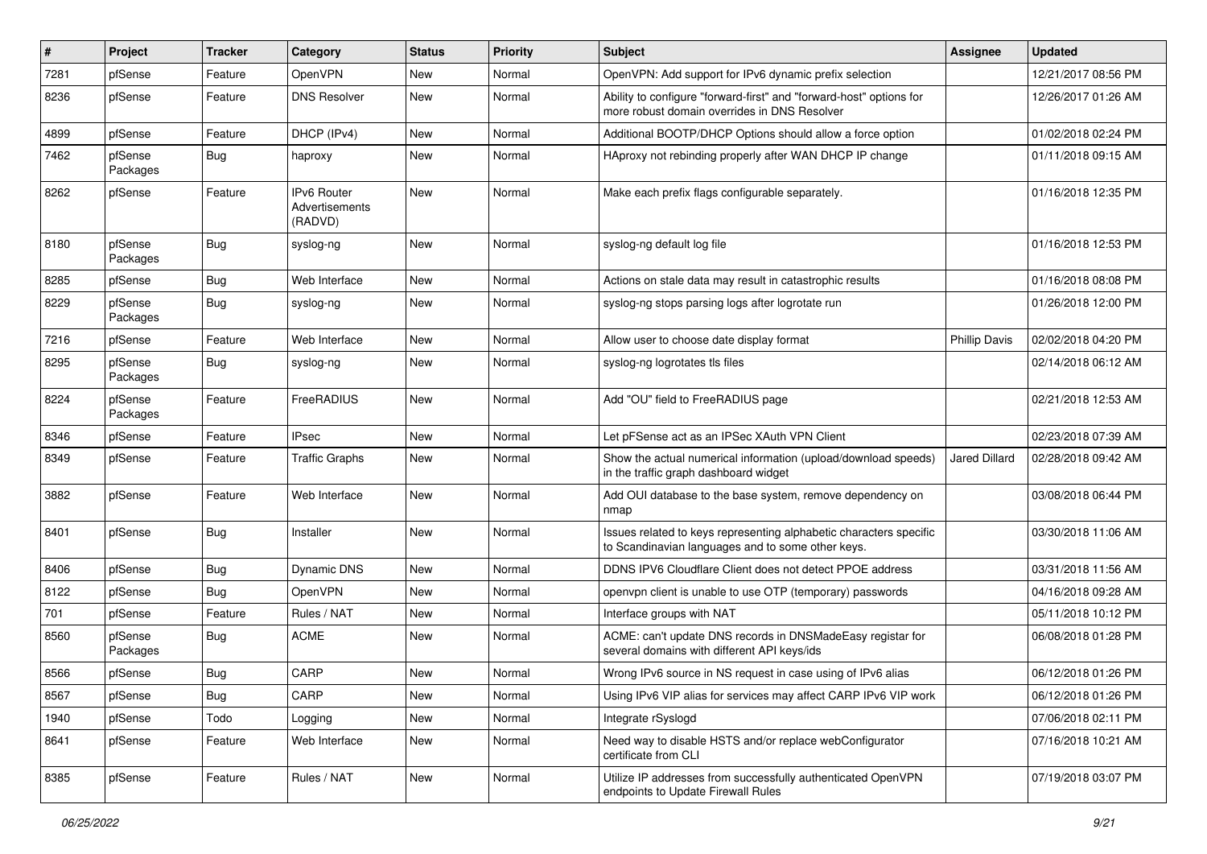| # | Project | Tracker | Category | Status | Priority | Subject | Assignee | Updated |
|---|---|---|---|---|---|---|---|---|
| 7281 | pfSense | Feature | OpenVPN | New | Normal | OpenVPN: Add support for IPv6 dynamic prefix selection | | 12/21/2017 08:56 PM |
| 8236 | pfSense | Feature | DNS Resolver | New | Normal | Ability to configure "forward-first" and "forward-host" options for more robust domain overrides in DNS Resolver | | 12/26/2017 01:26 AM |
| 4899 | pfSense | Feature | DHCP (IPv4) | New | Normal | Additional BOOTP/DHCP Options should allow a force option | | 01/02/2018 02:24 PM |
| 7462 | pfSense Packages | Bug | haproxy | New | Normal | HAproxy not rebinding properly after WAN DHCP IP change | | 01/11/2018 09:15 AM |
| 8262 | pfSense | Feature | IPv6 Router Advertisements (RADVD) | New | Normal | Make each prefix flags configurable separately. | | 01/16/2018 12:35 PM |
| 8180 | pfSense Packages | Bug | syslog-ng | New | Normal | syslog-ng default log file | | 01/16/2018 12:53 PM |
| 8285 | pfSense | Bug | Web Interface | New | Normal | Actions on stale data may result in catastrophic results | | 01/16/2018 08:08 PM |
| 8229 | pfSense Packages | Bug | syslog-ng | New | Normal | syslog-ng stops parsing logs after logrotate run | | 01/26/2018 12:00 PM |
| 7216 | pfSense | Feature | Web Interface | New | Normal | Allow user to choose date display format | Phillip Davis | 02/02/2018 04:20 PM |
| 8295 | pfSense Packages | Bug | syslog-ng | New | Normal | syslog-ng logrotates tls files | | 02/14/2018 06:12 AM |
| 8224 | pfSense Packages | Feature | FreeRADIUS | New | Normal | Add "OU" field to FreeRADIUS page | | 02/21/2018 12:53 AM |
| 8346 | pfSense | Feature | IPsec | New | Normal | Let pFSense act as an IPSec XAuth VPN Client | | 02/23/2018 07:39 AM |
| 8349 | pfSense | Feature | Traffic Graphs | New | Normal | Show the actual numerical information (upload/download speeds) in the traffic graph dashboard widget | Jared Dillard | 02/28/2018 09:42 AM |
| 3882 | pfSense | Feature | Web Interface | New | Normal | Add OUI database to the base system, remove dependency on nmap | | 03/08/2018 06:44 PM |
| 8401 | pfSense | Bug | Installer | New | Normal | Issues related to keys representing alphabetic characters specific to Scandinavian languages and to some other keys. | | 03/30/2018 11:06 AM |
| 8406 | pfSense | Bug | Dynamic DNS | New | Normal | DDNS IPV6 Cloudflare Client does not detect PPOE address | | 03/31/2018 11:56 AM |
| 8122 | pfSense | Bug | OpenVPN | New | Normal | openvpn client is unable to use OTP (temporary) passwords | | 04/16/2018 09:28 AM |
| 701 | pfSense | Feature | Rules / NAT | New | Normal | Interface groups with NAT | | 05/11/2018 10:12 PM |
| 8560 | pfSense Packages | Bug | ACME | New | Normal | ACME: can't update DNS records in DNSMadeEasy registar for several domains with different API keys/ids | | 06/08/2018 01:28 PM |
| 8566 | pfSense | Bug | CARP | New | Normal | Wrong IPv6 source in NS request in case using of IPv6 alias | | 06/12/2018 01:26 PM |
| 8567 | pfSense | Bug | CARP | New | Normal | Using IPv6 VIP alias for services may affect CARP IPv6 VIP work | | 06/12/2018 01:26 PM |
| 1940 | pfSense | Todo | Logging | New | Normal | Integrate rSyslogd | | 07/06/2018 02:11 PM |
| 8641 | pfSense | Feature | Web Interface | New | Normal | Need way to disable HSTS and/or replace webConfigurator certificate from CLI | | 07/16/2018 10:21 AM |
| 8385 | pfSense | Feature | Rules / NAT | New | Normal | Utilize IP addresses from successfully authenticated OpenVPN endpoints to Update Firewall Rules | | 07/19/2018 03:07 PM |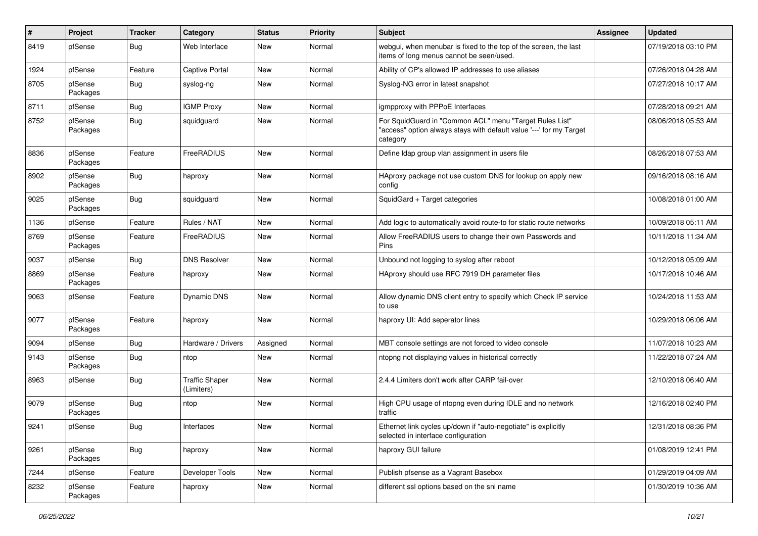| # | Project | Tracker | Category | Status | Priority | Subject | Assignee | Updated |
|---|---|---|---|---|---|---|---|---|
| 8419 | pfSense | Bug | Web Interface | New | Normal | webgui, when menubar is fixed to the top of the screen, the last items of long menus cannot be seen/used. | | 07/19/2018 03:10 PM |
| 1924 | pfSense | Feature | Captive Portal | New | Normal | Ability of CP's allowed IP addresses to use aliases | | 07/26/2018 04:28 AM |
| 8705 | pfSense Packages | Bug | syslog-ng | New | Normal | Syslog-NG error in latest snapshot | | 07/27/2018 10:17 AM |
| 8711 | pfSense | Bug | IGMP Proxy | New | Normal | igmpproxy with PPPoE Interfaces | | 07/28/2018 09:21 AM |
| 8752 | pfSense Packages | Bug | squidguard | New | Normal | For SquidGuard in "Common ACL" menu "Target Rules List" "access" option always stays with default value '---' for my Target category | | 08/06/2018 05:53 AM |
| 8836 | pfSense Packages | Feature | FreeRADIUS | New | Normal | Define ldap group vlan assignment in users file | | 08/26/2018 07:53 AM |
| 8902 | pfSense Packages | Bug | haproxy | New | Normal | HAproxy package not use custom DNS for lookup on apply new config | | 09/16/2018 08:16 AM |
| 9025 | pfSense Packages | Bug | squidguard | New | Normal | SquidGard + Target categories | | 10/08/2018 01:00 AM |
| 1136 | pfSense | Feature | Rules / NAT | New | Normal | Add logic to automatically avoid route-to for static route networks | | 10/09/2018 05:11 AM |
| 8769 | pfSense Packages | Feature | FreeRADIUS | New | Normal | Allow FreeRADIUS users to change their own Passwords and Pins | | 10/11/2018 11:34 AM |
| 9037 | pfSense | Bug | DNS Resolver | New | Normal | Unbound not logging to syslog after reboot | | 10/12/2018 05:09 AM |
| 8869 | pfSense Packages | Feature | haproxy | New | Normal | HAproxy should use RFC 7919 DH parameter files | | 10/17/2018 10:46 AM |
| 9063 | pfSense | Feature | Dynamic DNS | New | Normal | Allow dynamic DNS client entry to specify which Check IP service to use | | 10/24/2018 11:53 AM |
| 9077 | pfSense Packages | Feature | haproxy | New | Normal | haproxy UI: Add seperator lines | | 10/29/2018 06:06 AM |
| 9094 | pfSense | Bug | Hardware / Drivers | Assigned | Normal | MBT console settings are not forced to video console | | 11/07/2018 10:23 AM |
| 9143 | pfSense Packages | Bug | ntop | New | Normal | ntopng not displaying values in historical correctly | | 11/22/2018 07:24 AM |
| 8963 | pfSense | Bug | Traffic Shaper (Limiters) | New | Normal | 2.4.4 Limiters don't work after CARP fail-over | | 12/10/2018 06:40 AM |
| 9079 | pfSense Packages | Bug | ntop | New | Normal | High CPU usage of ntopng even during IDLE and no network traffic | | 12/16/2018 02:40 PM |
| 9241 | pfSense | Bug | Interfaces | New | Normal | Ethernet link cycles up/down if "auto-negotiate" is explicitly selected in interface configuration | | 12/31/2018 08:36 PM |
| 9261 | pfSense Packages | Bug | haproxy | New | Normal | haproxy GUI failure | | 01/08/2019 12:41 PM |
| 7244 | pfSense | Feature | Developer Tools | New | Normal | Publish pfsense as a Vagrant Basebox | | 01/29/2019 04:09 AM |
| 8232 | pfSense Packages | Feature | haproxy | New | Normal | different ssl options based on the sni name | | 01/30/2019 10:36 AM |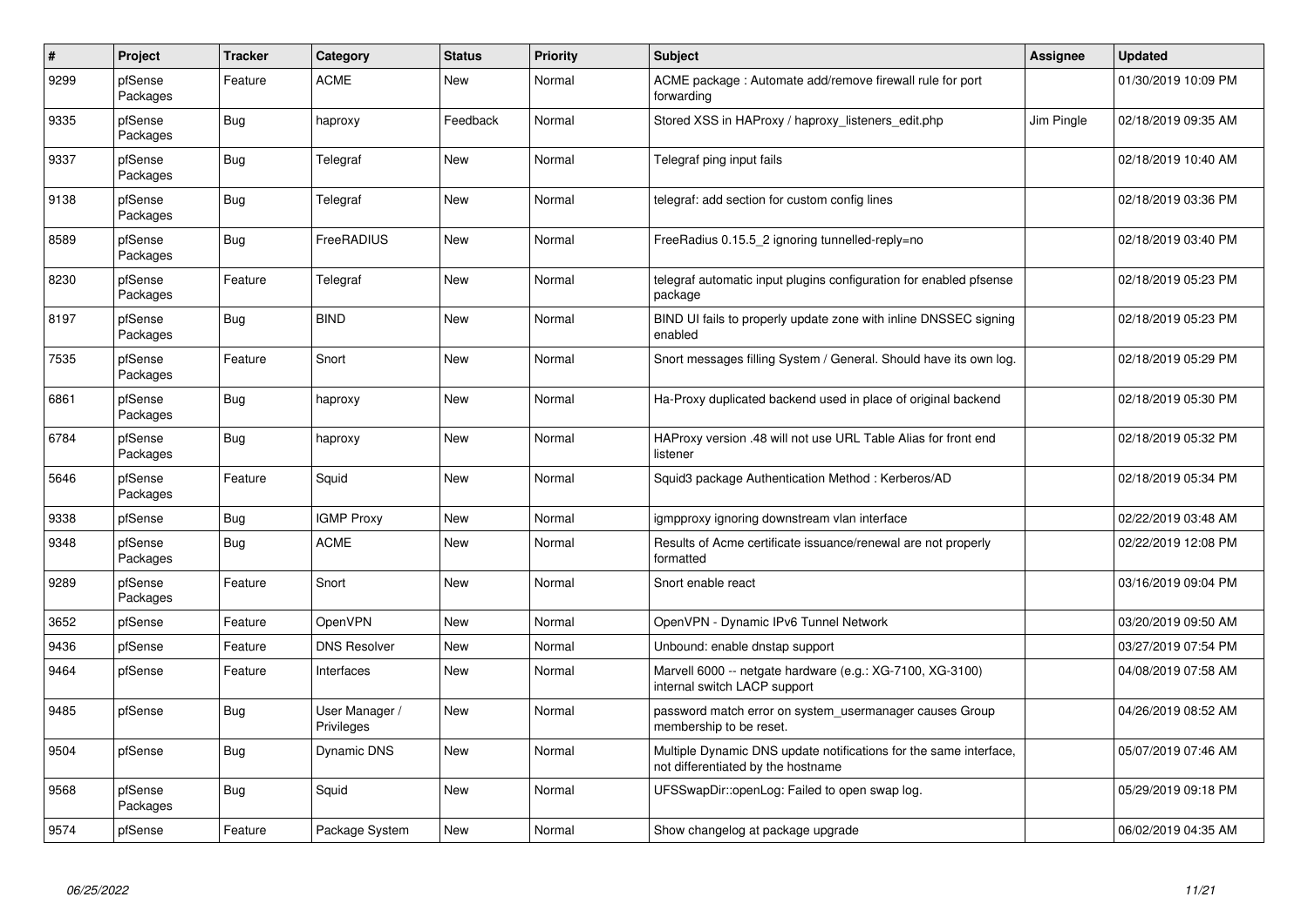| # | Project | Tracker | Category | Status | Priority | Subject | Assignee | Updated |
|---|---|---|---|---|---|---|---|---|
| 9299 | pfSense Packages | Feature | ACME | New | Normal | ACME package : Automate add/remove firewall rule for port forwarding | | 01/30/2019 10:09 PM |
| 9335 | pfSense Packages | Bug | haproxy | Feedback | Normal | Stored XSS in HAProxy / haproxy_listeners_edit.php | Jim Pingle | 02/18/2019 09:35 AM |
| 9337 | pfSense Packages | Bug | Telegraf | New | Normal | Telegraf ping input fails | | 02/18/2019 10:40 AM |
| 9138 | pfSense Packages | Bug | Telegraf | New | Normal | telegraf: add section for custom config lines | | 02/18/2019 03:36 PM |
| 8589 | pfSense Packages | Bug | FreeRADIUS | New | Normal | FreeRadius 0.15.5_2 ignoring tunnelled-reply=no | | 02/18/2019 03:40 PM |
| 8230 | pfSense Packages | Feature | Telegraf | New | Normal | telegraf automatic input plugins configuration for enabled pfsense package | | 02/18/2019 05:23 PM |
| 8197 | pfSense Packages | Bug | BIND | New | Normal | BIND UI fails to properly update zone with inline DNSSEC signing enabled | | 02/18/2019 05:23 PM |
| 7535 | pfSense Packages | Feature | Snort | New | Normal | Snort messages filling System / General. Should have its own log. | | 02/18/2019 05:29 PM |
| 6861 | pfSense Packages | Bug | haproxy | New | Normal | Ha-Proxy duplicated backend used in place of original backend | | 02/18/2019 05:30 PM |
| 6784 | pfSense Packages | Bug | haproxy | New | Normal | HAProxy version .48 will not use URL Table Alias for front end listener | | 02/18/2019 05:32 PM |
| 5646 | pfSense Packages | Feature | Squid | New | Normal | Squid3 package Authentication Method : Kerberos/AD | | 02/18/2019 05:34 PM |
| 9338 | pfSense | Bug | IGMP Proxy | New | Normal | igmpproxy ignoring downstream vlan interface | | 02/22/2019 03:48 AM |
| 9348 | pfSense Packages | Bug | ACME | New | Normal | Results of Acme certificate issuance/renewal are not properly formatted | | 02/22/2019 12:08 PM |
| 9289 | pfSense Packages | Feature | Snort | New | Normal | Snort enable react | | 03/16/2019 09:04 PM |
| 3652 | pfSense | Feature | OpenVPN | New | Normal | OpenVPN - Dynamic IPv6 Tunnel Network | | 03/20/2019 09:50 AM |
| 9436 | pfSense | Feature | DNS Resolver | New | Normal | Unbound: enable dnstap support | | 03/27/2019 07:54 PM |
| 9464 | pfSense | Feature | Interfaces | New | Normal | Marvell 6000 -- netgate hardware (e.g.: XG-7100, XG-3100) internal switch LACP support | | 04/08/2019 07:58 AM |
| 9485 | pfSense | Bug | User Manager / Privileges | New | Normal | password match error on system_usermanager causes Group membership to be reset. | | 04/26/2019 08:52 AM |
| 9504 | pfSense | Bug | Dynamic DNS | New | Normal | Multiple Dynamic DNS update notifications for the same interface, not differentiated by the hostname | | 05/07/2019 07:46 AM |
| 9568 | pfSense Packages | Bug | Squid | New | Normal | UFSSwapDir::openLog: Failed to open swap log. | | 05/29/2019 09:18 PM |
| 9574 | pfSense | Feature | Package System | New | Normal | Show changelog at package upgrade | | 06/02/2019 04:35 AM |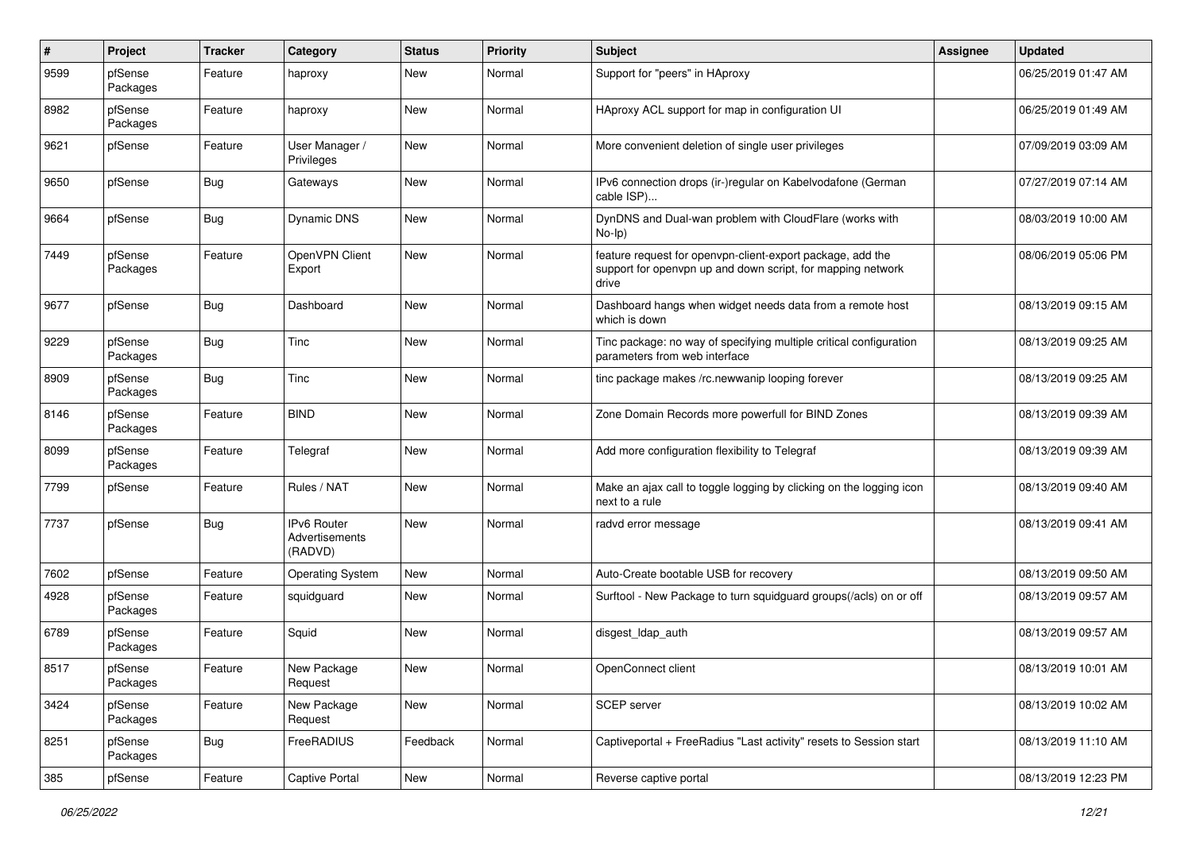| # | Project | Tracker | Category | Status | Priority | Subject | Assignee | Updated |
|---|---|---|---|---|---|---|---|---|
| 9599 | pfSense Packages | Feature | haproxy | New | Normal | Support for "peers" in HAproxy | | 06/25/2019 01:47 AM |
| 8982 | pfSense Packages | Feature | haproxy | New | Normal | HAproxy ACL support for map in configuration UI | | 06/25/2019 01:49 AM |
| 9621 | pfSense | Feature | User Manager / Privileges | New | Normal | More convenient deletion of single user privileges | | 07/09/2019 03:09 AM |
| 9650 | pfSense | Bug | Gateways | New | Normal | IPv6 connection drops (ir-)regular on Kabelvodafone (German cable ISP)... | | 07/27/2019 07:14 AM |
| 9664 | pfSense | Bug | Dynamic DNS | New | Normal | DynDNS and Dual-wan problem with CloudFlare (works with No-Ip) | | 08/03/2019 10:00 AM |
| 7449 | pfSense Packages | Feature | OpenVPN Client Export | New | Normal | feature request for openvpn-client-export package, add the support for openvpn up and down script, for mapping network drive | | 08/06/2019 05:06 PM |
| 9677 | pfSense | Bug | Dashboard | New | Normal | Dashboard hangs when widget needs data from a remote host which is down | | 08/13/2019 09:15 AM |
| 9229 | pfSense Packages | Bug | Tinc | New | Normal | Tinc package: no way of specifying multiple critical configuration parameters from web interface | | 08/13/2019 09:25 AM |
| 8909 | pfSense Packages | Bug | Tinc | New | Normal | tinc package makes /rc.newwanip looping forever | | 08/13/2019 09:25 AM |
| 8146 | pfSense Packages | Feature | BIND | New | Normal | Zone Domain Records more powerfull for BIND Zones | | 08/13/2019 09:39 AM |
| 8099 | pfSense Packages | Feature | Telegraf | New | Normal | Add more configuration flexibility to Telegraf | | 08/13/2019 09:39 AM |
| 7799 | pfSense | Feature | Rules / NAT | New | Normal | Make an ajax call to toggle logging by clicking on the logging icon next to a rule | | 08/13/2019 09:40 AM |
| 7737 | pfSense | Bug | IPv6 Router Advertisements (RADVD) | New | Normal | radvd error message | | 08/13/2019 09:41 AM |
| 7602 | pfSense | Feature | Operating System | New | Normal | Auto-Create bootable USB for recovery | | 08/13/2019 09:50 AM |
| 4928 | pfSense Packages | Feature | squidguard | New | Normal | Surftool - New Package to turn squidguard groups(/acls) on or off | | 08/13/2019 09:57 AM |
| 6789 | pfSense Packages | Feature | Squid | New | Normal | disgest_ldap_auth | | 08/13/2019 09:57 AM |
| 8517 | pfSense Packages | Feature | New Package Request | New | Normal | OpenConnect client | | 08/13/2019 10:01 AM |
| 3424 | pfSense Packages | Feature | New Package Request | New | Normal | SCEP server | | 08/13/2019 10:02 AM |
| 8251 | pfSense Packages | Bug | FreeRADIUS | Feedback | Normal | Captiveportal + FreeRadius "Last activity" resets to Session start | | 08/13/2019 11:10 AM |
| 385 | pfSense | Feature | Captive Portal | New | Normal | Reverse captive portal | | 08/13/2019 12:23 PM |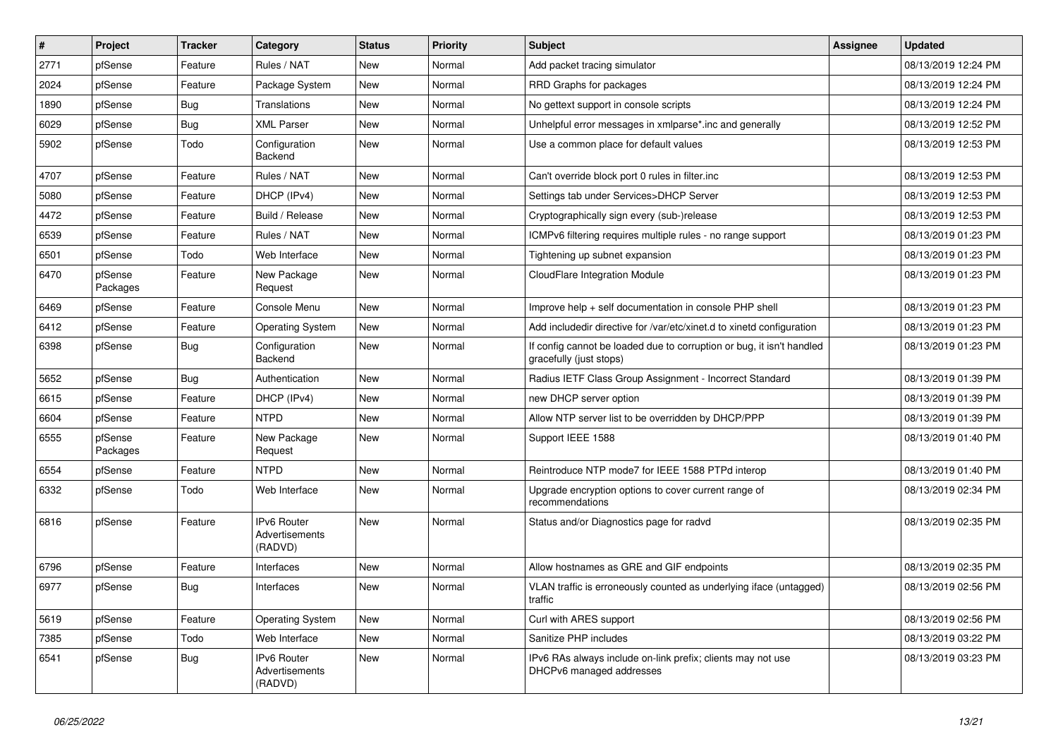| # | Project | Tracker | Category | Status | Priority | Subject | Assignee | Updated |
|---|---|---|---|---|---|---|---|---|
| 2771 | pfSense | Feature | Rules / NAT | New | Normal | Add packet tracing simulator | | 08/13/2019 12:24 PM |
| 2024 | pfSense | Feature | Package System | New | Normal | RRD Graphs for packages | | 08/13/2019 12:24 PM |
| 1890 | pfSense | Bug | Translations | New | Normal | No gettext support in console scripts | | 08/13/2019 12:24 PM |
| 6029 | pfSense | Bug | XML Parser | New | Normal | Unhelpful error messages in xmlparse*.inc and generally | | 08/13/2019 12:52 PM |
| 5902 | pfSense | Todo | Configuration Backend | New | Normal | Use a common place for default values | | 08/13/2019 12:53 PM |
| 4707 | pfSense | Feature | Rules / NAT | New | Normal | Can't override block port 0 rules in filter.inc | | 08/13/2019 12:53 PM |
| 5080 | pfSense | Feature | DHCP (IPv4) | New | Normal | Settings tab under Services>DHCP Server | | 08/13/2019 12:53 PM |
| 4472 | pfSense | Feature | Build / Release | New | Normal | Cryptographically sign every (sub-)release | | 08/13/2019 12:53 PM |
| 6539 | pfSense | Feature | Rules / NAT | New | Normal | ICMPv6 filtering requires multiple rules - no range support | | 08/13/2019 01:23 PM |
| 6501 | pfSense | Todo | Web Interface | New | Normal | Tightening up subnet expansion | | 08/13/2019 01:23 PM |
| 6470 | pfSense Packages | Feature | New Package Request | New | Normal | CloudFlare Integration Module | | 08/13/2019 01:23 PM |
| 6469 | pfSense | Feature | Console Menu | New | Normal | Improve help + self documentation in console PHP shell | | 08/13/2019 01:23 PM |
| 6412 | pfSense | Feature | Operating System | New | Normal | Add includedir directive for /var/etc/xinet.d to xinetd configuration | | 08/13/2019 01:23 PM |
| 6398 | pfSense | Bug | Configuration Backend | New | Normal | If config cannot be loaded due to corruption or bug, it isn't handled gracefully (just stops) | | 08/13/2019 01:23 PM |
| 5652 | pfSense | Bug | Authentication | New | Normal | Radius IETF Class Group Assignment - Incorrect Standard | | 08/13/2019 01:39 PM |
| 6615 | pfSense | Feature | DHCP (IPv4) | New | Normal | new DHCP server option | | 08/13/2019 01:39 PM |
| 6604 | pfSense | Feature | NTPD | New | Normal | Allow NTP server list to be overridden by DHCP/PPP | | 08/13/2019 01:39 PM |
| 6555 | pfSense Packages | Feature | New Package Request | New | Normal | Support IEEE 1588 | | 08/13/2019 01:40 PM |
| 6554 | pfSense | Feature | NTPD | New | Normal | Reintroduce NTP mode7 for IEEE 1588 PTPd interop | | 08/13/2019 01:40 PM |
| 6332 | pfSense | Todo | Web Interface | New | Normal | Upgrade encryption options to cover current range of recommendations | | 08/13/2019 02:34 PM |
| 6816 | pfSense | Feature | IPv6 Router Advertisements (RADVD) | New | Normal | Status and/or Diagnostics page for radvd | | 08/13/2019 02:35 PM |
| 6796 | pfSense | Feature | Interfaces | New | Normal | Allow hostnames as GRE and GIF endpoints | | 08/13/2019 02:35 PM |
| 6977 | pfSense | Bug | Interfaces | New | Normal | VLAN traffic is erroneously counted as underlying iface (untagged) traffic | | 08/13/2019 02:56 PM |
| 5619 | pfSense | Feature | Operating System | New | Normal | Curl with ARES support | | 08/13/2019 02:56 PM |
| 7385 | pfSense | Todo | Web Interface | New | Normal | Sanitize PHP includes | | 08/13/2019 03:22 PM |
| 6541 | pfSense | Bug | IPv6 Router Advertisements (RADVD) | New | Normal | IPv6 RAs always include on-link prefix; clients may not use DHCPv6 managed addresses | | 08/13/2019 03:23 PM |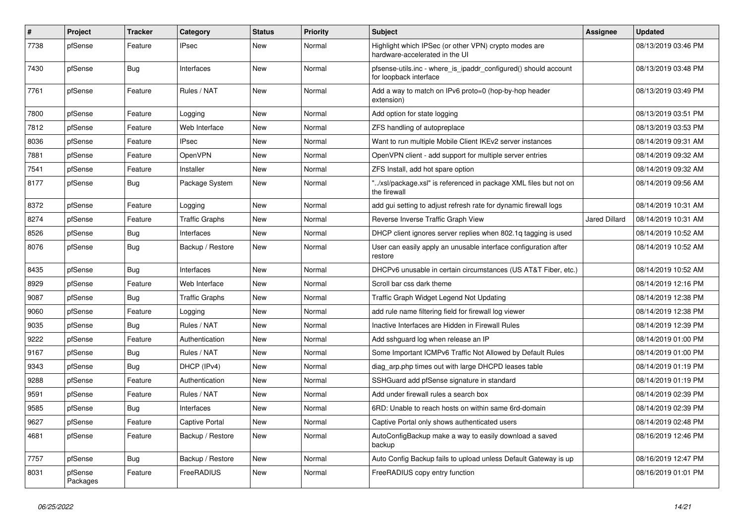| # | Project | Tracker | Category | Status | Priority | Subject | Assignee | Updated |
|---|---|---|---|---|---|---|---|---|
| 7738 | pfSense | Feature | IPsec | New | Normal | Highlight which IPSec (or other VPN) crypto modes are hardware-accelerated in the UI | | 08/13/2019 03:46 PM |
| 7430 | pfSense | Bug | Interfaces | New | Normal | pfsense-utils.inc - where_is_ipaddr_configured() should account for loopback interface | | 08/13/2019 03:48 PM |
| 7761 | pfSense | Feature | Rules / NAT | New | Normal | Add a way to match on IPv6 proto=0 (hop-by-hop header extension) | | 08/13/2019 03:49 PM |
| 7800 | pfSense | Feature | Logging | New | Normal | Add option for state logging | | 08/13/2019 03:51 PM |
| 7812 | pfSense | Feature | Web Interface | New | Normal | ZFS handling of autopreplace | | 08/13/2019 03:53 PM |
| 8036 | pfSense | Feature | IPsec | New | Normal | Want to run multiple Mobile Client IKEv2 server instances | | 08/14/2019 09:31 AM |
| 7881 | pfSense | Feature | OpenVPN | New | Normal | OpenVPN client - add support for multiple server entries | | 08/14/2019 09:32 AM |
| 7541 | pfSense | Feature | Installer | New | Normal | ZFS Install, add hot spare option | | 08/14/2019 09:32 AM |
| 8177 | pfSense | Bug | Package System | New | Normal | "../xsl/package.xsl" is referenced in package XML files but not on the firewall | | 08/14/2019 09:56 AM |
| 8372 | pfSense | Feature | Logging | New | Normal | add gui setting to adjust refresh rate for dynamic firewall logs | | 08/14/2019 10:31 AM |
| 8274 | pfSense | Feature | Traffic Graphs | New | Normal | Reverse Inverse Traffic Graph View | Jared Dillard | 08/14/2019 10:31 AM |
| 8526 | pfSense | Bug | Interfaces | New | Normal | DHCP client ignores server replies when 802.1q tagging is used | | 08/14/2019 10:52 AM |
| 8076 | pfSense | Bug | Backup / Restore | New | Normal | User can easily apply an unusable interface configuration after restore | | 08/14/2019 10:52 AM |
| 8435 | pfSense | Bug | Interfaces | New | Normal | DHCPv6 unusable in certain circumstances (US AT&T Fiber, etc.) | | 08/14/2019 10:52 AM |
| 8929 | pfSense | Feature | Web Interface | New | Normal | Scroll bar css dark theme | | 08/14/2019 12:16 PM |
| 9087 | pfSense | Bug | Traffic Graphs | New | Normal | Traffic Graph Widget Legend Not Updating | | 08/14/2019 12:38 PM |
| 9060 | pfSense | Feature | Logging | New | Normal | add rule name filtering field for firewall log viewer | | 08/14/2019 12:38 PM |
| 9035 | pfSense | Bug | Rules / NAT | New | Normal | Inactive Interfaces are Hidden in Firewall Rules | | 08/14/2019 12:39 PM |
| 9222 | pfSense | Feature | Authentication | New | Normal | Add sshguard log when release an IP | | 08/14/2019 01:00 PM |
| 9167 | pfSense | Bug | Rules / NAT | New | Normal | Some Important ICMPv6 Traffic Not Allowed by Default Rules | | 08/14/2019 01:00 PM |
| 9343 | pfSense | Bug | DHCP (IPv4) | New | Normal | diag_arp.php times out with large DHCPD leases table | | 08/14/2019 01:19 PM |
| 9288 | pfSense | Feature | Authentication | New | Normal | SSHGuard add pfSense signature in standard | | 08/14/2019 01:19 PM |
| 9591 | pfSense | Feature | Rules / NAT | New | Normal | Add under firewall rules a search box | | 08/14/2019 02:39 PM |
| 9585 | pfSense | Bug | Interfaces | New | Normal | 6RD: Unable to reach hosts on within same 6rd-domain | | 08/14/2019 02:39 PM |
| 9627 | pfSense | Feature | Captive Portal | New | Normal | Captive Portal only shows authenticated users | | 08/14/2019 02:48 PM |
| 4681 | pfSense | Feature | Backup / Restore | New | Normal | AutoConfigBackup make a way to easily download a saved backup | | 08/16/2019 12:46 PM |
| 7757 | pfSense | Bug | Backup / Restore | New | Normal | Auto Config Backup fails to upload unless Default Gateway is up | | 08/16/2019 12:47 PM |
| 8031 | pfSense Packages | Feature | FreeRADIUS | New | Normal | FreeRADIUS copy entry function | | 08/16/2019 01:01 PM |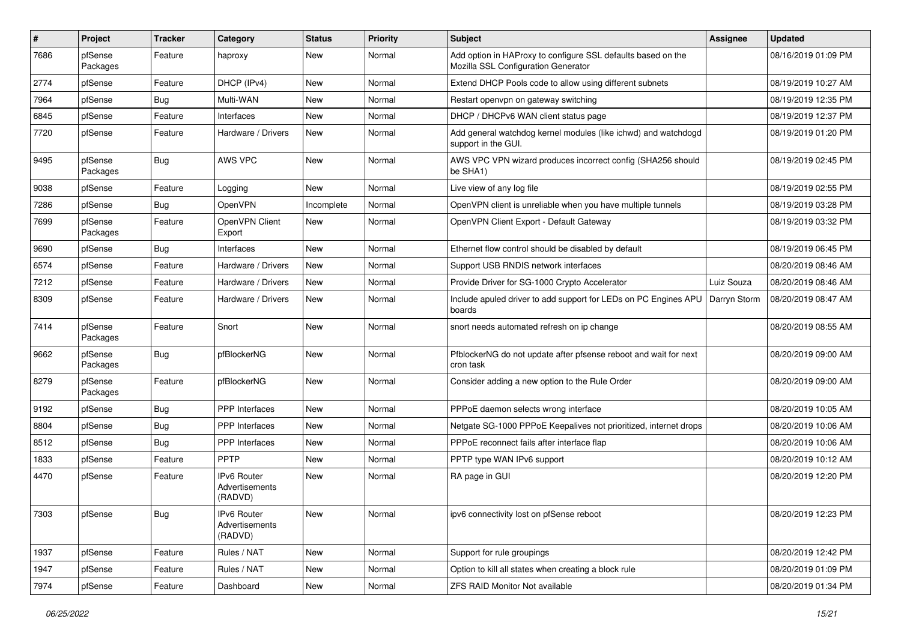| # | Project | Tracker | Category | Status | Priority | Subject | Assignee | Updated |
|---|---|---|---|---|---|---|---|---|
| 7686 | pfSense Packages | Feature | haproxy | New | Normal | Add option in HAProxy to configure SSL defaults based on the Mozilla SSL Configuration Generator | | 08/16/2019 01:09 PM |
| 2774 | pfSense | Feature | DHCP (IPv4) | New | Normal | Extend DHCP Pools code to allow using different subnets | | 08/19/2019 10:27 AM |
| 7964 | pfSense | Bug | Multi-WAN | New | Normal | Restart openvpn on gateway switching | | 08/19/2019 12:35 PM |
| 6845 | pfSense | Feature | Interfaces | New | Normal | DHCP / DHCPv6 WAN client status page | | 08/19/2019 12:37 PM |
| 7720 | pfSense | Feature | Hardware / Drivers | New | Normal | Add general watchdog kernel modules (like ichwd) and watchdogd support in the GUI. | | 08/19/2019 01:20 PM |
| 9495 | pfSense Packages | Bug | AWS VPC | New | Normal | AWS VPC VPN wizard produces incorrect config (SHA256 should be SHA1) | | 08/19/2019 02:45 PM |
| 9038 | pfSense | Feature | Logging | New | Normal | Live view of any log file | | 08/19/2019 02:55 PM |
| 7286 | pfSense | Bug | OpenVPN | Incomplete | Normal | OpenVPN client is unreliable when you have multiple tunnels | | 08/19/2019 03:28 PM |
| 7699 | pfSense Packages | Feature | OpenVPN Client Export | New | Normal | OpenVPN Client Export - Default Gateway | | 08/19/2019 03:32 PM |
| 9690 | pfSense | Bug | Interfaces | New | Normal | Ethernet flow control should be disabled by default | | 08/19/2019 06:45 PM |
| 6574 | pfSense | Feature | Hardware / Drivers | New | Normal | Support USB RNDIS network interfaces | | 08/20/2019 08:46 AM |
| 7212 | pfSense | Feature | Hardware / Drivers | New | Normal | Provide Driver for SG-1000 Crypto Accelerator | Luiz Souza | 08/20/2019 08:46 AM |
| 8309 | pfSense | Feature | Hardware / Drivers | New | Normal | Include apuled driver to add support for LEDs on PC Engines APU boards | Darryn Storm | 08/20/2019 08:47 AM |
| 7414 | pfSense Packages | Feature | Snort | New | Normal | snort needs automated refresh on ip change | | 08/20/2019 08:55 AM |
| 9662 | pfSense Packages | Bug | pfBlockerNG | New | Normal | PfblockerNG do not update after pfsense reboot and wait for next cron task | | 08/20/2019 09:00 AM |
| 8279 | pfSense Packages | Feature | pfBlockerNG | New | Normal | Consider adding a new option to the Rule Order | | 08/20/2019 09:00 AM |
| 9192 | pfSense | Bug | PPP Interfaces | New | Normal | PPPoE daemon selects wrong interface | | 08/20/2019 10:05 AM |
| 8804 | pfSense | Bug | PPP Interfaces | New | Normal | Netgate SG-1000 PPPoE Keepalives not prioritized, internet drops | | 08/20/2019 10:06 AM |
| 8512 | pfSense | Bug | PPP Interfaces | New | Normal | PPPoE reconnect fails after interface flap | | 08/20/2019 10:06 AM |
| 1833 | pfSense | Feature | PPTP | New | Normal | PPTP type WAN IPv6 support | | 08/20/2019 10:12 AM |
| 4470 | pfSense | Feature | IPv6 Router Advertisements (RADVD) | New | Normal | RA page in GUI | | 08/20/2019 12:20 PM |
| 7303 | pfSense | Bug | IPv6 Router Advertisements (RADVD) | New | Normal | ipv6 connectivity lost on pfSense reboot | | 08/20/2019 12:23 PM |
| 1937 | pfSense | Feature | Rules / NAT | New | Normal | Support for rule groupings | | 08/20/2019 12:42 PM |
| 1947 | pfSense | Feature | Rules / NAT | New | Normal | Option to kill all states when creating a block rule | | 08/20/2019 01:09 PM |
| 7974 | pfSense | Feature | Dashboard | New | Normal | ZFS RAID Monitor Not available | | 08/20/2019 01:34 PM |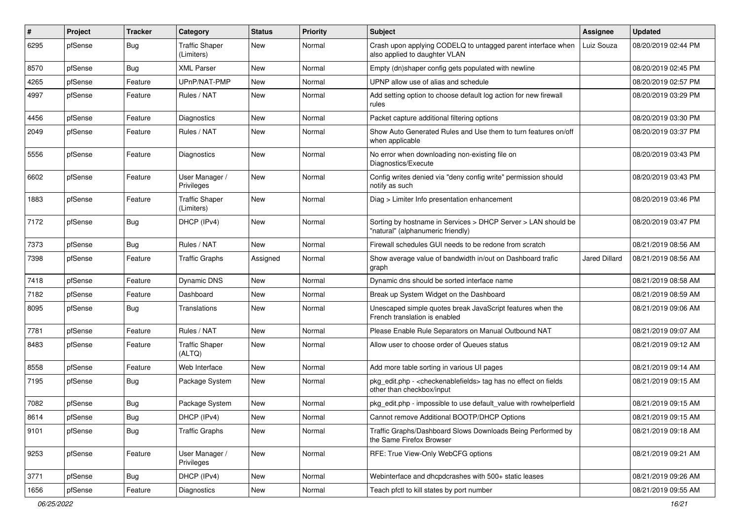| # | Project | Tracker | Category | Status | Priority | Subject | Assignee | Updated |
|---|---|---|---|---|---|---|---|---|
| 6295 | pfSense | Bug | Traffic Shaper (Limiters) | New | Normal | Crash upon applying CODELQ to untagged parent interface when also applied to daughter VLAN | Luiz Souza | 08/20/2019 02:44 PM |
| 8570 | pfSense | Bug | XML Parser | New | Normal | Empty (dn)shaper config gets populated with newline | | 08/20/2019 02:45 PM |
| 4265 | pfSense | Feature | UPnP/NAT-PMP | New | Normal | UPNP allow use of alias and schedule | | 08/20/2019 02:57 PM |
| 4997 | pfSense | Feature | Rules / NAT | New | Normal | Add setting option to choose default log action for new firewall rules | | 08/20/2019 03:29 PM |
| 4456 | pfSense | Feature | Diagnostics | New | Normal | Packet capture additional filtering options | | 08/20/2019 03:30 PM |
| 2049 | pfSense | Feature | Rules / NAT | New | Normal | Show Auto Generated Rules and Use them to turn features on/off when applicable | | 08/20/2019 03:37 PM |
| 5556 | pfSense | Feature | Diagnostics | New | Normal | No error when downloading non-existing file on Diagnostics/Execute | | 08/20/2019 03:43 PM |
| 6602 | pfSense | Feature | User Manager / Privileges | New | Normal | Config writes denied via "deny config write" permission should notify as such | | 08/20/2019 03:43 PM |
| 1883 | pfSense | Feature | Traffic Shaper (Limiters) | New | Normal | Diag > Limiter Info presentation enhancement | | 08/20/2019 03:46 PM |
| 7172 | pfSense | Bug | DHCP (IPv4) | New | Normal | Sorting by hostname in Services > DHCP Server > LAN should be "natural" (alphanumeric friendly) | | 08/20/2019 03:47 PM |
| 7373 | pfSense | Bug | Rules / NAT | New | Normal | Firewall schedules GUI needs to be redone from scratch | | 08/21/2019 08:56 AM |
| 7398 | pfSense | Feature | Traffic Graphs | Assigned | Normal | Show average value of bandwidth in/out on Dashboard trafic graph | Jared Dillard | 08/21/2019 08:56 AM |
| 7418 | pfSense | Feature | Dynamic DNS | New | Normal | Dynamic dns should be sorted interface name | | 08/21/2019 08:58 AM |
| 7182 | pfSense | Feature | Dashboard | New | Normal | Break up System Widget on the Dashboard | | 08/21/2019 08:59 AM |
| 8095 | pfSense | Bug | Translations | New | Normal | Unescaped simple quotes break JavaScript features when the French translation is enabled | | 08/21/2019 09:06 AM |
| 7781 | pfSense | Feature | Rules / NAT | New | Normal | Please Enable Rule Separators on Manual Outbound NAT | | 08/21/2019 09:07 AM |
| 8483 | pfSense | Feature | Traffic Shaper (ALTQ) | New | Normal | Allow user to choose order of Queues status | | 08/21/2019 09:12 AM |
| 8558 | pfSense | Feature | Web Interface | New | Normal | Add more table sorting in various UI pages | | 08/21/2019 09:14 AM |
| 7195 | pfSense | Bug | Package System | New | Normal | pkg_edit.php - <checkenablefields> tag has no effect on fields other than checkbox/input | | 08/21/2019 09:15 AM |
| 7082 | pfSense | Bug | Package System | New | Normal | pkg_edit.php - impossible to use default_value with rowhelperfield | | 08/21/2019 09:15 AM |
| 8614 | pfSense | Bug | DHCP (IPv4) | New | Normal | Cannot remove Additional BOOTP/DHCP Options | | 08/21/2019 09:15 AM |
| 9101 | pfSense | Bug | Traffic Graphs | New | Normal | Traffic Graphs/Dashboard Slows Downloads Being Performed by the Same Firefox Browser | | 08/21/2019 09:18 AM |
| 9253 | pfSense | Feature | User Manager / Privileges | New | Normal | RFE: True View-Only WebCFG options | | 08/21/2019 09:21 AM |
| 3771 | pfSense | Bug | DHCP (IPv4) | New | Normal | Webinterface and dhcpdcrashes with 500+ static leases | | 08/21/2019 09:26 AM |
| 1656 | pfSense | Feature | Diagnostics | New | Normal | Teach pfctl to kill states by port number | | 08/21/2019 09:55 AM |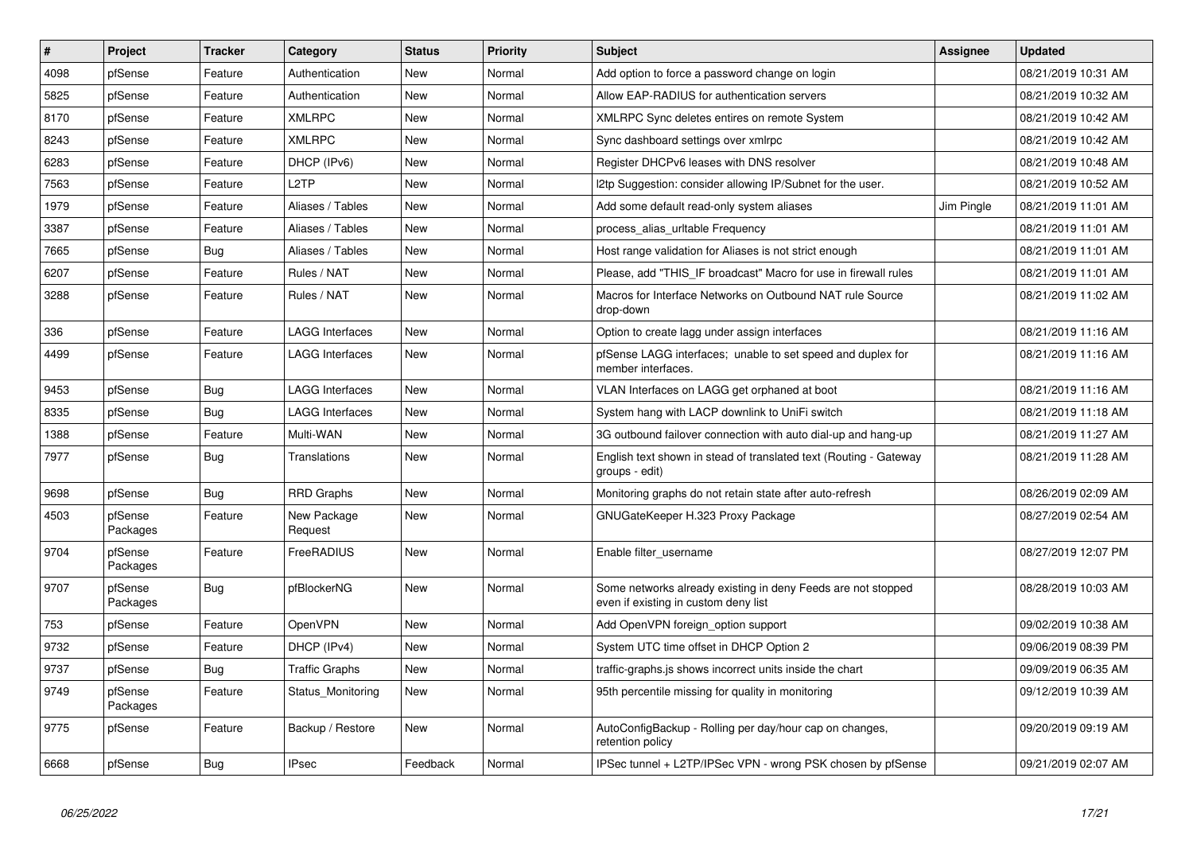| # | Project | Tracker | Category | Status | Priority | Subject | Assignee | Updated |
|---|---|---|---|---|---|---|---|---|
| 4098 | pfSense | Feature | Authentication | New | Normal | Add option to force a password change on login | | 08/21/2019 10:31 AM |
| 5825 | pfSense | Feature | Authentication | New | Normal | Allow EAP-RADIUS for authentication servers | | 08/21/2019 10:32 AM |
| 8170 | pfSense | Feature | XMLRPC | New | Normal | XMLRPC Sync deletes entires on remote System | | 08/21/2019 10:42 AM |
| 8243 | pfSense | Feature | XMLRPC | New | Normal | Sync dashboard settings over xmlrpc | | 08/21/2019 10:42 AM |
| 6283 | pfSense | Feature | DHCP (IPv6) | New | Normal | Register DHCPv6 leases with DNS resolver | | 08/21/2019 10:48 AM |
| 7563 | pfSense | Feature | L2TP | New | Normal | l2tp Suggestion: consider allowing IP/Subnet for the user. | | 08/21/2019 10:52 AM |
| 1979 | pfSense | Feature | Aliases / Tables | New | Normal | Add some default read-only system aliases | Jim Pingle | 08/21/2019 11:01 AM |
| 3387 | pfSense | Feature | Aliases / Tables | New | Normal | process_alias_urltable Frequency | | 08/21/2019 11:01 AM |
| 7665 | pfSense | Bug | Aliases / Tables | New | Normal | Host range validation for Aliases is not strict enough | | 08/21/2019 11:01 AM |
| 6207 | pfSense | Feature | Rules / NAT | New | Normal | Please, add "THIS_IF broadcast" Macro for use in firewall rules | | 08/21/2019 11:01 AM |
| 3288 | pfSense | Feature | Rules / NAT | New | Normal | Macros for Interface Networks on Outbound NAT rule Source drop-down | | 08/21/2019 11:02 AM |
| 336 | pfSense | Feature | LAGG Interfaces | New | Normal | Option to create lagg under assign interfaces | | 08/21/2019 11:16 AM |
| 4499 | pfSense | Feature | LAGG Interfaces | New | Normal | pfSense LAGG interfaces; unable to set speed and duplex for member interfaces. | | 08/21/2019 11:16 AM |
| 9453 | pfSense | Bug | LAGG Interfaces | New | Normal | VLAN Interfaces on LAGG get orphaned at boot | | 08/21/2019 11:16 AM |
| 8335 | pfSense | Bug | LAGG Interfaces | New | Normal | System hang with LACP downlink to UniFi switch | | 08/21/2019 11:18 AM |
| 1388 | pfSense | Feature | Multi-WAN | New | Normal | 3G outbound failover connection with auto dial-up and hang-up | | 08/21/2019 11:27 AM |
| 7977 | pfSense | Bug | Translations | New | Normal | English text shown in stead of translated text (Routing - Gateway groups - edit) | | 08/21/2019 11:28 AM |
| 9698 | pfSense | Bug | RRD Graphs | New | Normal | Monitoring graphs do not retain state after auto-refresh | | 08/26/2019 02:09 AM |
| 4503 | pfSense Packages | Feature | New Package Request | New | Normal | GNUGateKeeper H.323 Proxy Package | | 08/27/2019 02:54 AM |
| 9704 | pfSense Packages | Feature | FreeRADIUS | New | Normal | Enable filter_username | | 08/27/2019 12:07 PM |
| 9707 | pfSense Packages | Bug | pfBlockerNG | New | Normal | Some networks already existing in deny Feeds are not stopped even if existing in custom deny list | | 08/28/2019 10:03 AM |
| 753 | pfSense | Feature | OpenVPN | New | Normal | Add OpenVPN foreign_option support | | 09/02/2019 10:38 AM |
| 9732 | pfSense | Feature | DHCP (IPv4) | New | Normal | System UTC time offset in DHCP Option 2 | | 09/06/2019 08:39 PM |
| 9737 | pfSense | Bug | Traffic Graphs | New | Normal | traffic-graphs.js shows incorrect units inside the chart | | 09/09/2019 06:35 AM |
| 9749 | pfSense Packages | Feature | Status_Monitoring | New | Normal | 95th percentile missing for quality in monitoring | | 09/12/2019 10:39 AM |
| 9775 | pfSense | Feature | Backup / Restore | New | Normal | AutoConfigBackup - Rolling per day/hour cap on changes, retention policy | | 09/20/2019 09:19 AM |
| 6668 | pfSense | Bug | IPsec | Feedback | Normal | IPSec tunnel + L2TP/IPSec VPN - wrong PSK chosen by pfSense | | 09/21/2019 02:07 AM |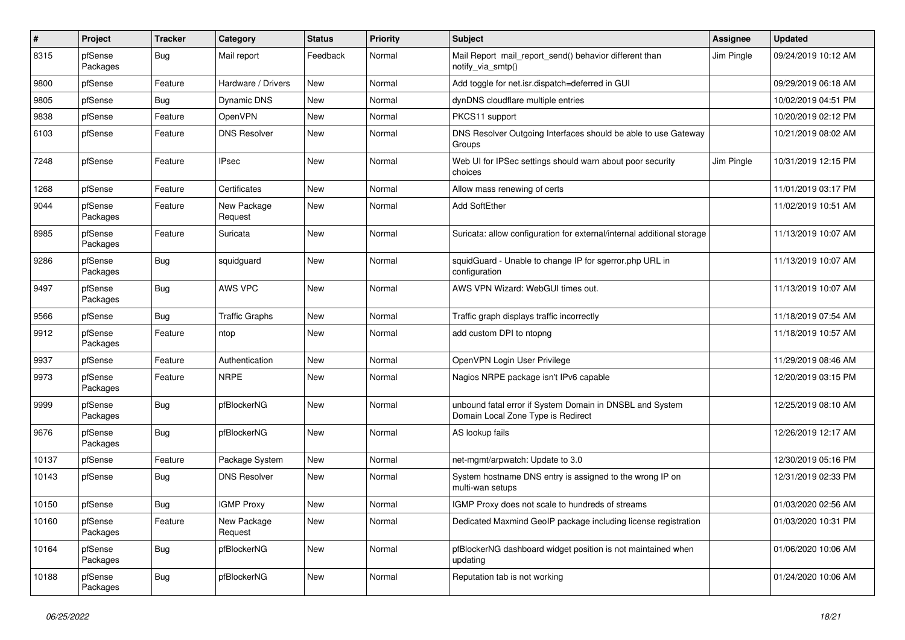| # | Project | Tracker | Category | Status | Priority | Subject | Assignee | Updated |
|---|---|---|---|---|---|---|---|---|
| 8315 | pfSense Packages | Bug | Mail report | Feedback | Normal | Mail Report mail_report_send() behavior different than notify_via_smtp() | Jim Pingle | 09/24/2019 10:12 AM |
| 9800 | pfSense | Feature | Hardware / Drivers | New | Normal | Add toggle for net.isr.dispatch=deferred in GUI | | 09/29/2019 06:18 AM |
| 9805 | pfSense | Bug | Dynamic DNS | New | Normal | dynDNS cloudflare multiple entries | | 10/02/2019 04:51 PM |
| 9838 | pfSense | Feature | OpenVPN | New | Normal | PKCS11 support | | 10/20/2019 02:12 PM |
| 6103 | pfSense | Feature | DNS Resolver | New | Normal | DNS Resolver Outgoing Interfaces should be able to use Gateway Groups | | 10/21/2019 08:02 AM |
| 7248 | pfSense | Feature | IPsec | New | Normal | Web UI for IPSec settings should warn about poor security choices | Jim Pingle | 10/31/2019 12:15 PM |
| 1268 | pfSense | Feature | Certificates | New | Normal | Allow mass renewing of certs | | 11/01/2019 03:17 PM |
| 9044 | pfSense Packages | Feature | New Package Request | New | Normal | Add SoftEther | | 11/02/2019 10:51 AM |
| 8985 | pfSense Packages | Feature | Suricata | New | Normal | Suricata: allow configuration for external/internal additional storage | | 11/13/2019 10:07 AM |
| 9286 | pfSense Packages | Bug | squidguard | New | Normal | squidGuard - Unable to change IP for sgerror.php URL in configuration | | 11/13/2019 10:07 AM |
| 9497 | pfSense Packages | Bug | AWS VPC | New | Normal | AWS VPN Wizard: WebGUI times out. | | 11/13/2019 10:07 AM |
| 9566 | pfSense | Bug | Traffic Graphs | New | Normal | Traffic graph displays traffic incorrectly | | 11/18/2019 07:54 AM |
| 9912 | pfSense Packages | Feature | ntop | New | Normal | add custom DPI to ntopng | | 11/18/2019 10:57 AM |
| 9937 | pfSense | Feature | Authentication | New | Normal | OpenVPN Login User Privilege | | 11/29/2019 08:46 AM |
| 9973 | pfSense Packages | Feature | NRPE | New | Normal | Nagios NRPE package isn't IPv6 capable | | 12/20/2019 03:15 PM |
| 9999 | pfSense Packages | Bug | pfBlockerNG | New | Normal | unbound fatal error if System Domain in DNSBL and System Domain Local Zone Type is Redirect | | 12/25/2019 08:10 AM |
| 9676 | pfSense Packages | Bug | pfBlockerNG | New | Normal | AS lookup fails | | 12/26/2019 12:17 AM |
| 10137 | pfSense | Feature | Package System | New | Normal | net-mgmt/arpwatch: Update to 3.0 | | 12/30/2019 05:16 PM |
| 10143 | pfSense | Bug | DNS Resolver | New | Normal | System hostname DNS entry is assigned to the wrong IP on multi-wan setups | | 12/31/2019 02:33 PM |
| 10150 | pfSense | Bug | IGMP Proxy | New | Normal | IGMP Proxy does not scale to hundreds of streams | | 01/03/2020 02:56 AM |
| 10160 | pfSense Packages | Feature | New Package Request | New | Normal | Dedicated Maxmind GeoIP package including license registration | | 01/03/2020 10:31 PM |
| 10164 | pfSense Packages | Bug | pfBlockerNG | New | Normal | pfBlockerNG dashboard widget position is not maintained when updating | | 01/06/2020 10:06 AM |
| 10188 | pfSense Packages | Bug | pfBlockerNG | New | Normal | Reputation tab is not working | | 01/24/2020 10:06 AM |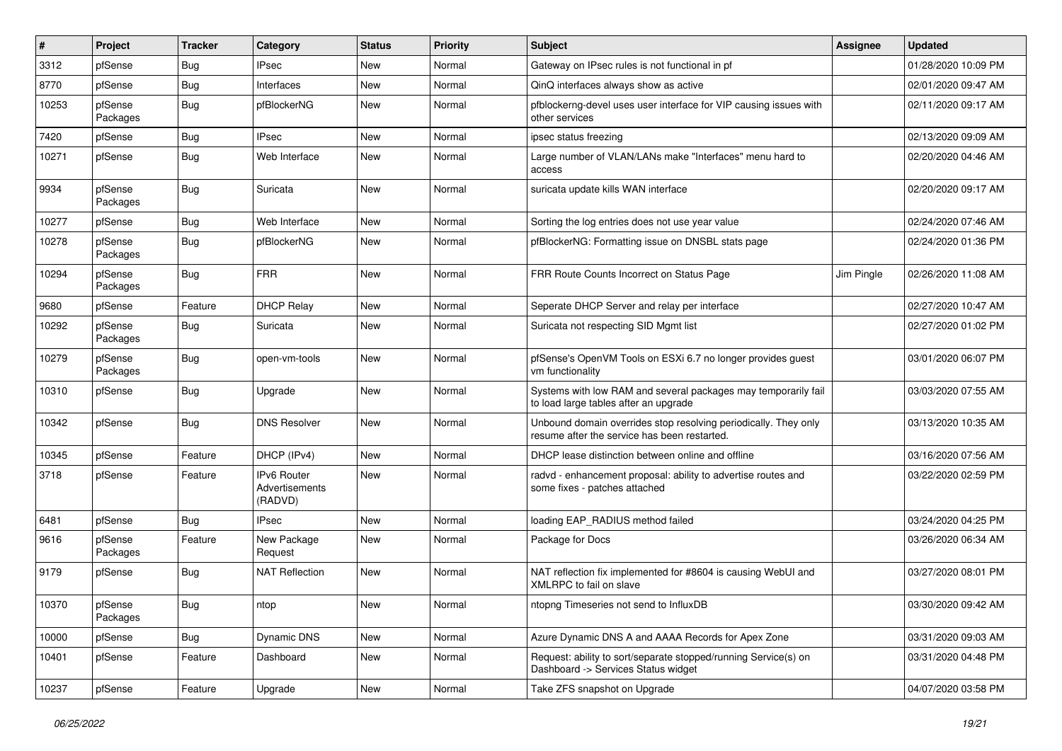| # | Project | Tracker | Category | Status | Priority | Subject | Assignee | Updated |
|---|---|---|---|---|---|---|---|---|
| 3312 | pfSense | Bug | IPsec | New | Normal | Gateway on IPsec rules is not functional in pf | | 01/28/2020 10:09 PM |
| 8770 | pfSense | Bug | Interfaces | New | Normal | QinQ interfaces always show as active | | 02/01/2020 09:47 AM |
| 10253 | pfSense Packages | Bug | pfBlockerNG | New | Normal | pfblockerng-devel uses user interface for VIP causing issues with other services | | 02/11/2020 09:17 AM |
| 7420 | pfSense | Bug | IPsec | New | Normal | ipsec status freezing | | 02/13/2020 09:09 AM |
| 10271 | pfSense | Bug | Web Interface | New | Normal | Large number of VLAN/LANs make "Interfaces" menu hard to access | | 02/20/2020 04:46 AM |
| 9934 | pfSense Packages | Bug | Suricata | New | Normal | suricata update kills WAN interface | | 02/20/2020 09:17 AM |
| 10277 | pfSense | Bug | Web Interface | New | Normal | Sorting the log entries does not use year value | | 02/24/2020 07:46 AM |
| 10278 | pfSense Packages | Bug | pfBlockerNG | New | Normal | pfBlockerNG: Formatting issue on DNSBL stats page | | 02/24/2020 01:36 PM |
| 10294 | pfSense Packages | Bug | FRR | New | Normal | FRR Route Counts Incorrect on Status Page | Jim Pingle | 02/26/2020 11:08 AM |
| 9680 | pfSense | Feature | DHCP Relay | New | Normal | Seperate DHCP Server and relay per interface | | 02/27/2020 10:47 AM |
| 10292 | pfSense Packages | Bug | Suricata | New | Normal | Suricata not respecting SID Mgmt list | | 02/27/2020 01:02 PM |
| 10279 | pfSense Packages | Bug | open-vm-tools | New | Normal | pfSense's OpenVM Tools on ESXi 6.7 no longer provides guest vm functionality | | 03/01/2020 06:07 PM |
| 10310 | pfSense | Bug | Upgrade | New | Normal | Systems with low RAM and several packages may temporarily fail to load large tables after an upgrade | | 03/03/2020 07:55 AM |
| 10342 | pfSense | Bug | DNS Resolver | New | Normal | Unbound domain overrides stop resolving periodically. They only resume after the service has been restarted. | | 03/13/2020 10:35 AM |
| 10345 | pfSense | Feature | DHCP (IPv4) | New | Normal | DHCP lease distinction between online and offline | | 03/16/2020 07:56 AM |
| 3718 | pfSense | Feature | IPv6 Router Advertisements (RADVD) | New | Normal | radvd - enhancement proposal: ability to advertise routes and some fixes - patches attached | | 03/22/2020 02:59 PM |
| 6481 | pfSense | Bug | IPsec | New | Normal | loading EAP_RADIUS method failed | | 03/24/2020 04:25 PM |
| 9616 | pfSense Packages | Feature | New Package Request | New | Normal | Package for Docs | | 03/26/2020 06:34 AM |
| 9179 | pfSense | Bug | NAT Reflection | New | Normal | NAT reflection fix implemented for #8604 is causing WebUI and XMLRPC to fail on slave | | 03/27/2020 08:01 PM |
| 10370 | pfSense Packages | Bug | ntop | New | Normal | ntopng Timeseries not send to InfluxDB | | 03/30/2020 09:42 AM |
| 10000 | pfSense | Bug | Dynamic DNS | New | Normal | Azure Dynamic DNS A and AAAA Records for Apex Zone | | 03/31/2020 09:03 AM |
| 10401 | pfSense | Feature | Dashboard | New | Normal | Request: ability to sort/separate stopped/running Service(s) on Dashboard -> Services Status widget | | 03/31/2020 04:48 PM |
| 10237 | pfSense | Feature | Upgrade | New | Normal | Take ZFS snapshot on Upgrade | | 04/07/2020 03:58 PM |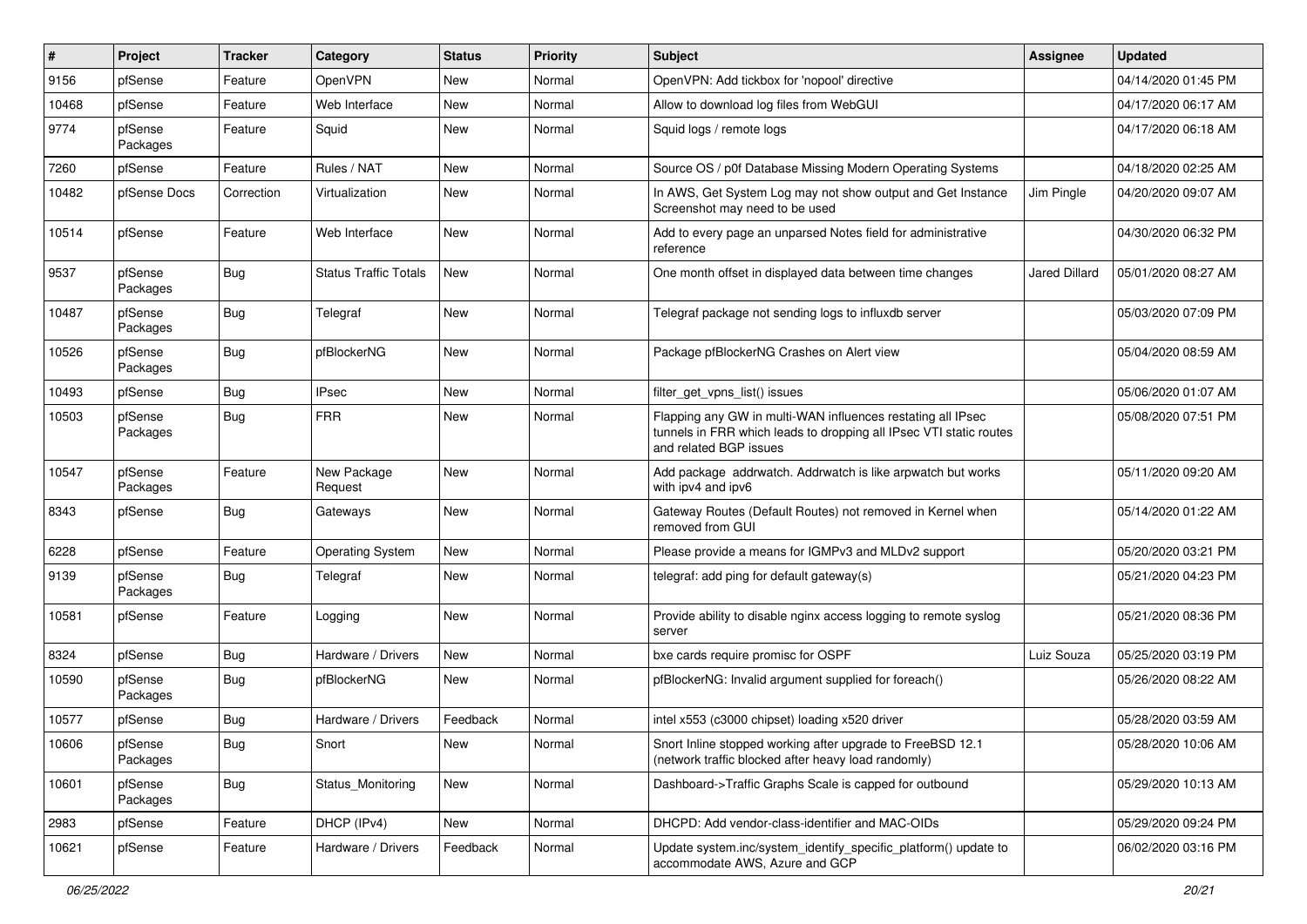| # | Project | Tracker | Category | Status | Priority | Subject | Assignee | Updated |
|---|---|---|---|---|---|---|---|---|
| 9156 | pfSense | Feature | OpenVPN | New | Normal | OpenVPN: Add tickbox for 'nopool' directive | | 04/14/2020 01:45 PM |
| 10468 | pfSense | Feature | Web Interface | New | Normal | Allow to download log files from WebGUI | | 04/17/2020 06:17 AM |
| 9774 | pfSense Packages | Feature | Squid | New | Normal | Squid logs / remote logs | | 04/17/2020 06:18 AM |
| 7260 | pfSense | Feature | Rules / NAT | New | Normal | Source OS / p0f Database Missing Modern Operating Systems | | 04/18/2020 02:25 AM |
| 10482 | pfSense Docs | Correction | Virtualization | New | Normal | In AWS, Get System Log may not show output and Get Instance Screenshot may need to be used | Jim Pingle | 04/20/2020 09:07 AM |
| 10514 | pfSense | Feature | Web Interface | New | Normal | Add to every page an unparsed Notes field for administrative reference | | 04/30/2020 06:32 PM |
| 9537 | pfSense Packages | Bug | Status Traffic Totals | New | Normal | One month offset in displayed data between time changes | Jared Dillard | 05/01/2020 08:27 AM |
| 10487 | pfSense Packages | Bug | Telegraf | New | Normal | Telegraf package not sending logs to influxdb server | | 05/03/2020 07:09 PM |
| 10526 | pfSense Packages | Bug | pfBlockerNG | New | Normal | Package pfBlockerNG Crashes on Alert view | | 05/04/2020 08:59 AM |
| 10493 | pfSense | Bug | IPsec | New | Normal | filter_get_vpns_list() issues | | 05/06/2020 01:07 AM |
| 10503 | pfSense Packages | Bug | FRR | New | Normal | Flapping any GW in multi-WAN influences restating all IPsec tunnels in FRR which leads to dropping all IPsec VTI static routes and related BGP issues | | 05/08/2020 07:51 PM |
| 10547 | pfSense Packages | Feature | New Package Request | New | Normal | Add package addrwatch. Addrwatch is like arpwatch but works with ipv4 and ipv6 | | 05/11/2020 09:20 AM |
| 8343 | pfSense | Bug | Gateways | New | Normal | Gateway Routes (Default Routes) not removed in Kernel when removed from GUI | | 05/14/2020 01:22 AM |
| 6228 | pfSense | Feature | Operating System | New | Normal | Please provide a means for IGMPv3 and MLDv2 support | | 05/20/2020 03:21 PM |
| 9139 | pfSense Packages | Bug | Telegraf | New | Normal | telegraf: add ping for default gateway(s) | | 05/21/2020 04:23 PM |
| 10581 | pfSense | Feature | Logging | New | Normal | Provide ability to disable nginx access logging to remote syslog server | | 05/21/2020 08:36 PM |
| 8324 | pfSense | Bug | Hardware / Drivers | New | Normal | bxe cards require promisc for OSPF | Luiz Souza | 05/25/2020 03:19 PM |
| 10590 | pfSense Packages | Bug | pfBlockerNG | New | Normal | pfBlockerNG: Invalid argument supplied for foreach() | | 05/26/2020 08:22 AM |
| 10577 | pfSense | Bug | Hardware / Drivers | Feedback | Normal | intel x553 (c3000 chipset) loading x520 driver | | 05/28/2020 03:59 AM |
| 10606 | pfSense Packages | Bug | Snort | New | Normal | Snort Inline stopped working after upgrade to FreeBSD 12.1 (network traffic blocked after heavy load randomly) | | 05/28/2020 10:06 AM |
| 10601 | pfSense Packages | Bug | Status_Monitoring | New | Normal | Dashboard->Traffic Graphs Scale is capped for outbound | | 05/29/2020 10:13 AM |
| 2983 | pfSense | Feature | DHCP (IPv4) | New | Normal | DHCPD: Add vendor-class-identifier and MAC-OIDs | | 05/29/2020 09:24 PM |
| 10621 | pfSense | Feature | Hardware / Drivers | Feedback | Normal | Update system.inc/system_identify_specific_platform() update to accommodate AWS, Azure and GCP | | 06/02/2020 03:16 PM |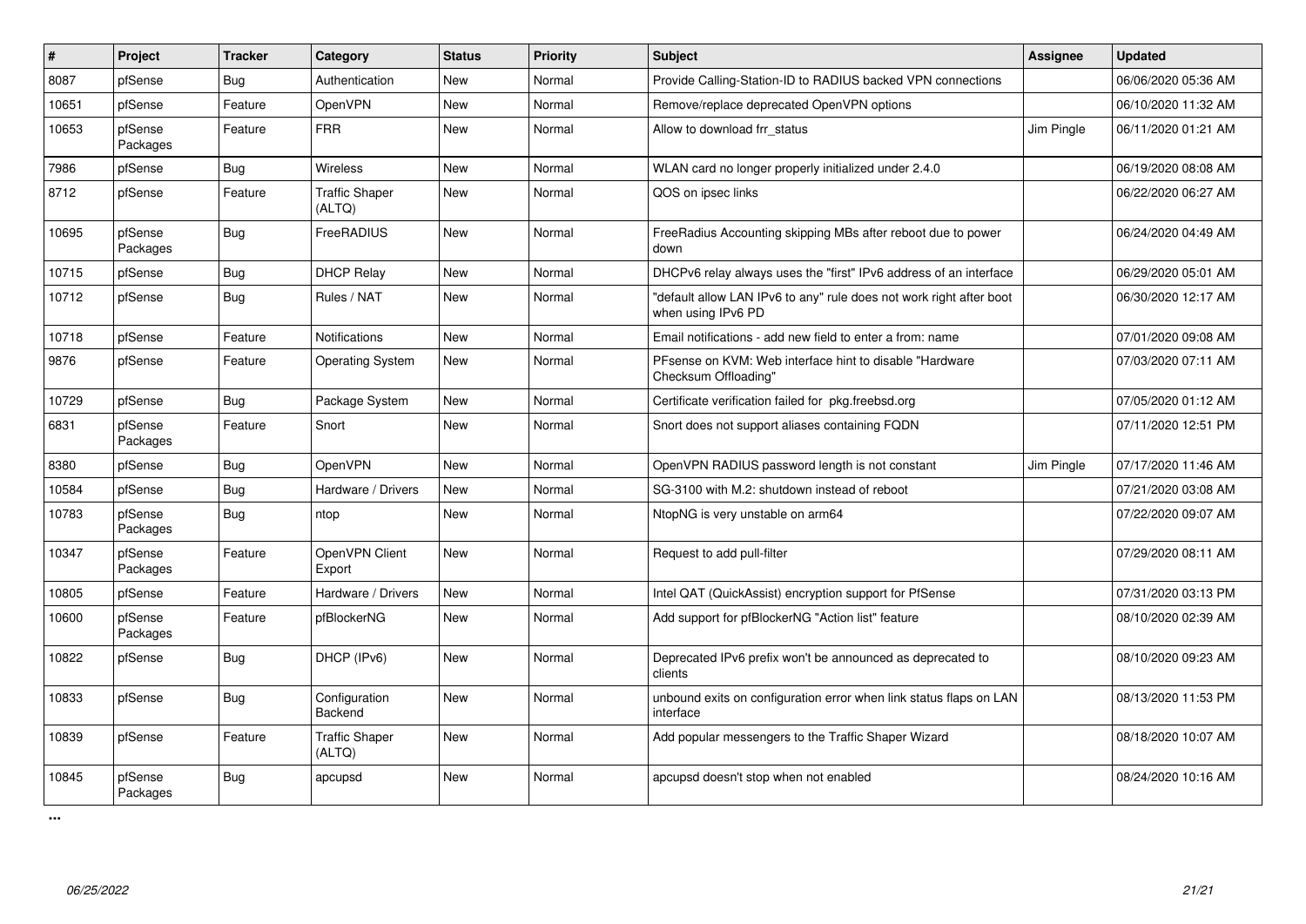| # | Project | Tracker | Category | Status | Priority | Subject | Assignee | Updated |
|---|---|---|---|---|---|---|---|---|
| 8087 | pfSense | Bug | Authentication | New | Normal | Provide Calling-Station-ID to RADIUS backed VPN connections | | 06/06/2020 05:36 AM |
| 10651 | pfSense | Feature | OpenVPN | New | Normal | Remove/replace deprecated OpenVPN options | | 06/10/2020 11:32 AM |
| 10653 | pfSense Packages | Feature | FRR | New | Normal | Allow to download frr_status | Jim Pingle | 06/11/2020 01:21 AM |
| 7986 | pfSense | Bug | Wireless | New | Normal | WLAN card no longer properly initialized under 2.4.0 | | 06/19/2020 08:08 AM |
| 8712 | pfSense | Feature | Traffic Shaper (ALTQ) | New | Normal | QOS on ipsec links | | 06/22/2020 06:27 AM |
| 10695 | pfSense Packages | Bug | FreeRADIUS | New | Normal | FreeRadius Accounting skipping MBs after reboot due to power down | | 06/24/2020 04:49 AM |
| 10715 | pfSense | Bug | DHCP Relay | New | Normal | DHCPv6 relay always uses the "first" IPv6 address of an interface | | 06/29/2020 05:01 AM |
| 10712 | pfSense | Bug | Rules / NAT | New | Normal | "default allow LAN IPv6 to any" rule does not work right after boot when using IPv6 PD | | 06/30/2020 12:17 AM |
| 10718 | pfSense | Feature | Notifications | New | Normal | Email notifications - add new field to enter a from: name | | 07/01/2020 09:08 AM |
| 9876 | pfSense | Feature | Operating System | New | Normal | PFsense on KVM: Web interface hint to disable "Hardware Checksum Offloading" | | 07/03/2020 07:11 AM |
| 10729 | pfSense | Bug | Package System | New | Normal | Certificate verification failed for pkg.freebsd.org | | 07/05/2020 01:12 AM |
| 6831 | pfSense Packages | Feature | Snort | New | Normal | Snort does not support aliases containing FQDN | | 07/11/2020 12:51 PM |
| 8380 | pfSense | Bug | OpenVPN | New | Normal | OpenVPN RADIUS password length is not constant | Jim Pingle | 07/17/2020 11:46 AM |
| 10584 | pfSense | Bug | Hardware / Drivers | New | Normal | SG-3100 with M.2: shutdown instead of reboot | | 07/21/2020 03:08 AM |
| 10783 | pfSense Packages | Bug | ntop | New | Normal | NtopNG is very unstable on arm64 | | 07/22/2020 09:07 AM |
| 10347 | pfSense Packages | Feature | OpenVPN Client Export | New | Normal | Request to add pull-filter | | 07/29/2020 08:11 AM |
| 10805 | pfSense | Feature | Hardware / Drivers | New | Normal | Intel QAT (QuickAssist) encryption support for PfSense | | 07/31/2020 03:13 PM |
| 10600 | pfSense Packages | Feature | pfBlockerNG | New | Normal | Add support for pfBlockerNG "Action list" feature | | 08/10/2020 02:39 AM |
| 10822 | pfSense | Bug | DHCP (IPv6) | New | Normal | Deprecated IPv6 prefix won't be announced as deprecated to clients | | 08/10/2020 09:23 AM |
| 10833 | pfSense | Bug | Configuration Backend | New | Normal | unbound exits on configuration error when link status flaps on LAN interface | | 08/13/2020 11:53 PM |
| 10839 | pfSense | Feature | Traffic Shaper (ALTQ) | New | Normal | Add popular messengers to the Traffic Shaper Wizard | | 08/18/2020 10:07 AM |
| 10845 | pfSense Packages | Bug | apcupsd | New | Normal | apcupsd doesn't stop when not enabled | | 08/24/2020 10:16 AM |

**...**